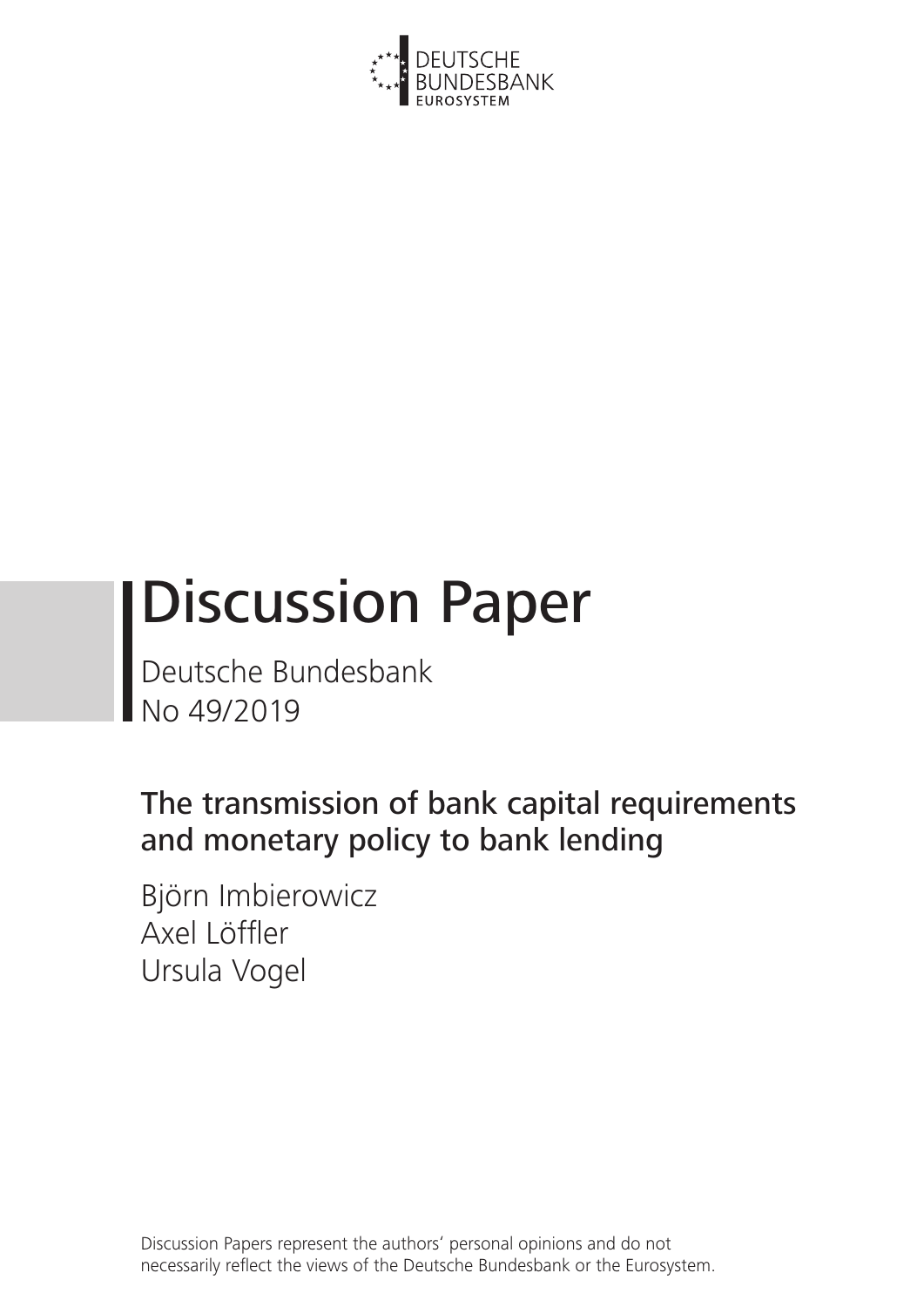DEUTSCHE BUNDESBANK
EUROSYSTEM

# Discussion Paper

Deutsche Bundesbank
No 49/2019

## The transmission of bank capital requirements and monetary policy to bank lending

Björn Imbierowicz
Axel Löffler
Ursula Vogel

Discussion Papers represent the authors' personal opinions and do not necessarily reflect the views of the Deutsche Bundesbank or the Eurosystem.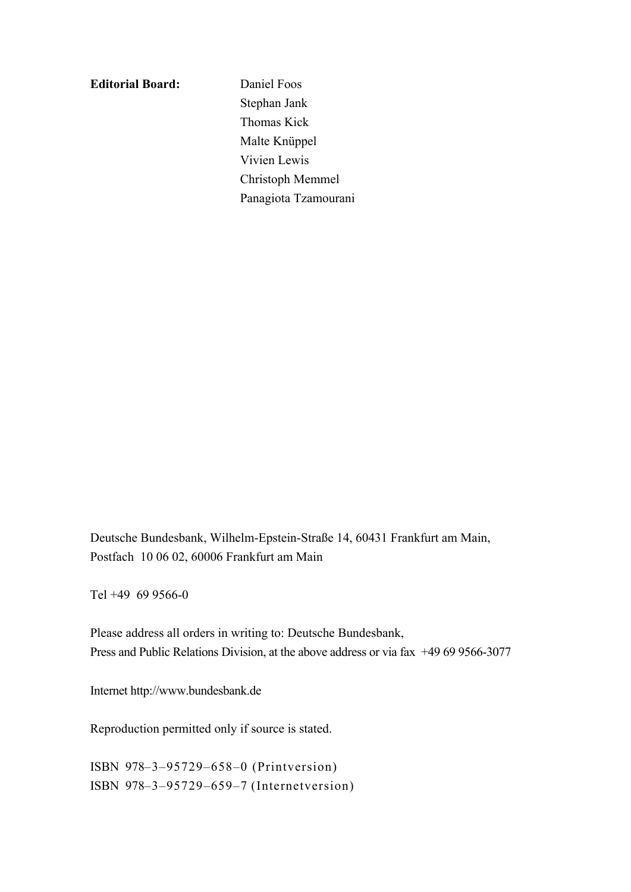**Editorial Board:** Daniel Foos
Stephan Jank
Thomas Kick
Malte Knüppel
Vivien Lewis
Christoph Memmel
Panagiota Tzamourani

Deutsche Bundesbank, Wilhelm-Epstein-Straße 14, 60431 Frankfurt am Main,
Postfach 10 06 02, 60006 Frankfurt am Main

Tel +49 69 9566-0

Please address all orders in writing to: Deutsche Bundesbank,
Press and Public Relations Division, at the above address or via fax +49 69 9566-3077

Internet http://www.bundesbank.de

Reproduction permitted only if source is stated.

ISBN 978–3–95729–658–0 (Printversion)
ISBN 978–3–95729–659–7 (Internetversion)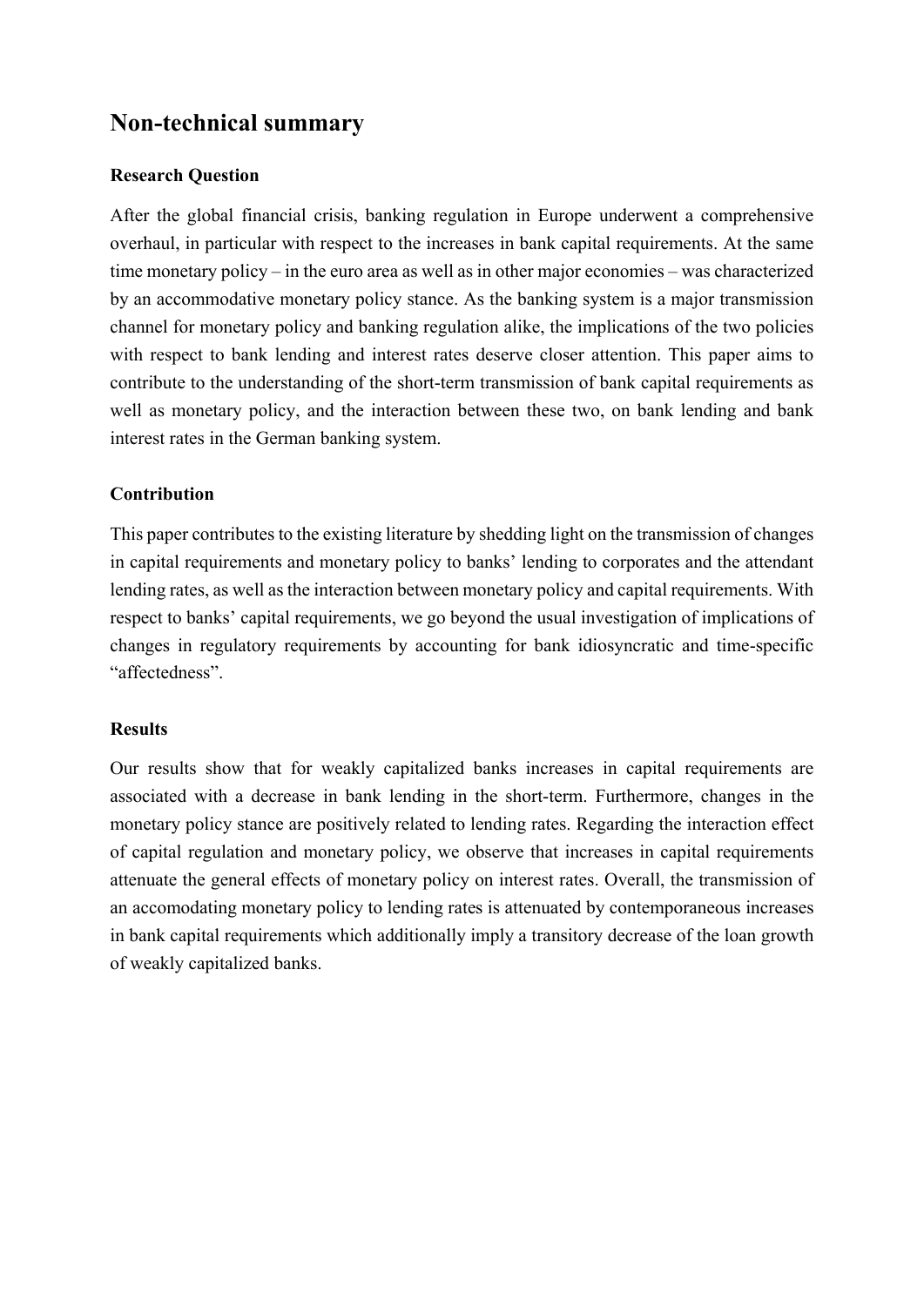## Non-technical summary

### Research Question

After the global financial crisis, banking regulation in Europe underwent a comprehensive overhaul, in particular with respect to the increases in bank capital requirements. At the same time monetary policy – in the euro area as well as in other major economies – was characterized by an accommodative monetary policy stance. As the banking system is a major transmission channel for monetary policy and banking regulation alike, the implications of the two policies with respect to bank lending and interest rates deserve closer attention. This paper aims to contribute to the understanding of the short-term transmission of bank capital requirements as well as monetary policy, and the interaction between these two, on bank lending and bank interest rates in the German banking system.

### Contribution

This paper contributes to the existing literature by shedding light on the transmission of changes in capital requirements and monetary policy to banks' lending to corporates and the attendant lending rates, as well as the interaction between monetary policy and capital requirements. With respect to banks' capital requirements, we go beyond the usual investigation of implications of changes in regulatory requirements by accounting for bank idiosyncratic and time-specific "affectedness".

### Results

Our results show that for weakly capitalized banks increases in capital requirements are associated with a decrease in bank lending in the short-term. Furthermore, changes in the monetary policy stance are positively related to lending rates. Regarding the interaction effect of capital regulation and monetary policy, we observe that increases in capital requirements attenuate the general effects of monetary policy on interest rates. Overall, the transmission of an accomodating monetary policy to lending rates is attenuated by contemporaneous increases in bank capital requirements which additionally imply a transitory decrease of the loan growth of weakly capitalized banks.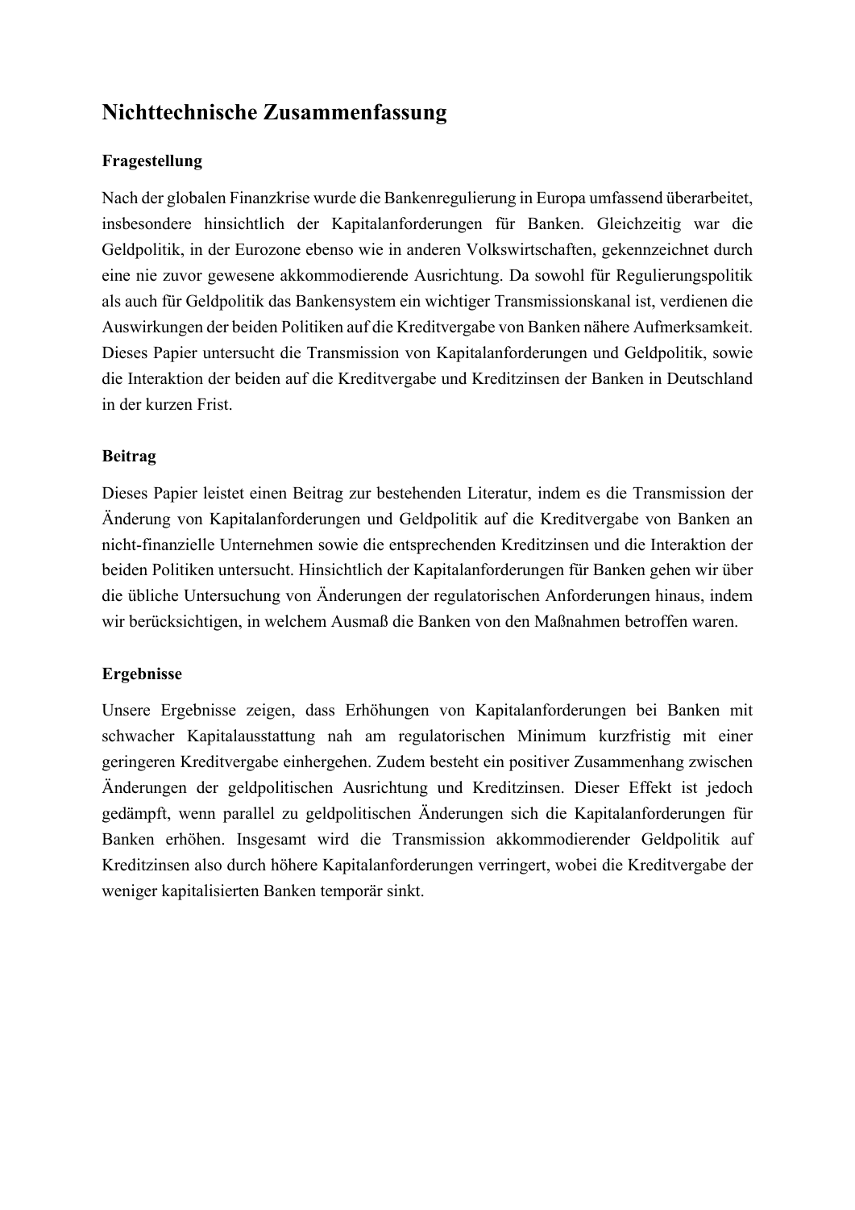# Nichttechnische Zusammenfassung

### Fragestellung

Nach der globalen Finanzkrise wurde die Bankenregulierung in Europa umfassend überarbeitet, insbesondere hinsichtlich der Kapitalanforderungen für Banken. Gleichzeitig war die Geldpolitik, in der Eurozone ebenso wie in anderen Volkswirtschaften, gekennzeichnet durch eine nie zuvor gewesene akkommodierende Ausrichtung. Da sowohl für Regulierungspolitik als auch für Geldpolitik das Bankensystem ein wichtiger Transmissionskanal ist, verdienen die Auswirkungen der beiden Politiken auf die Kreditvergabe von Banken nähere Aufmerksamkeit. Dieses Papier untersucht die Transmission von Kapitalanforderungen und Geldpolitik, sowie die Interaktion der beiden auf die Kreditvergabe und Kreditzinsen der Banken in Deutschland in der kurzen Frist.

### Beitrag

Dieses Papier leistet einen Beitrag zur bestehenden Literatur, indem es die Transmission der Änderung von Kapitalanforderungen und Geldpolitik auf die Kreditvergabe von Banken an nicht-finanzielle Unternehmen sowie die entsprechenden Kreditzinsen und die Interaktion der beiden Politiken untersucht. Hinsichtlich der Kapitalanforderungen für Banken gehen wir über die übliche Untersuchung von Änderungen der regulatorischen Anforderungen hinaus, indem wir berücksichtigen, in welchem Ausmaß die Banken von den Maßnahmen betroffen waren.

### Ergebnisse

Unsere Ergebnisse zeigen, dass Erhöhungen von Kapitalanforderungen bei Banken mit schwacher Kapitalausstattung nah am regulatorischen Minimum kurzfristig mit einer geringeren Kreditvergabe einhergehen. Zudem besteht ein positiver Zusammenhang zwischen Änderungen der geldpolitischen Ausrichtung und Kreditzinsen. Dieser Effekt ist jedoch gedämpft, wenn parallel zu geldpolitischen Änderungen sich die Kapitalanforderungen für Banken erhöhen. Insgesamt wird die Transmission akkommodierender Geldpolitik auf Kreditzinsen also durch höhere Kapitalanforderungen verringert, wobei die Kreditvergabe der weniger kapitalisierten Banken temporär sinkt.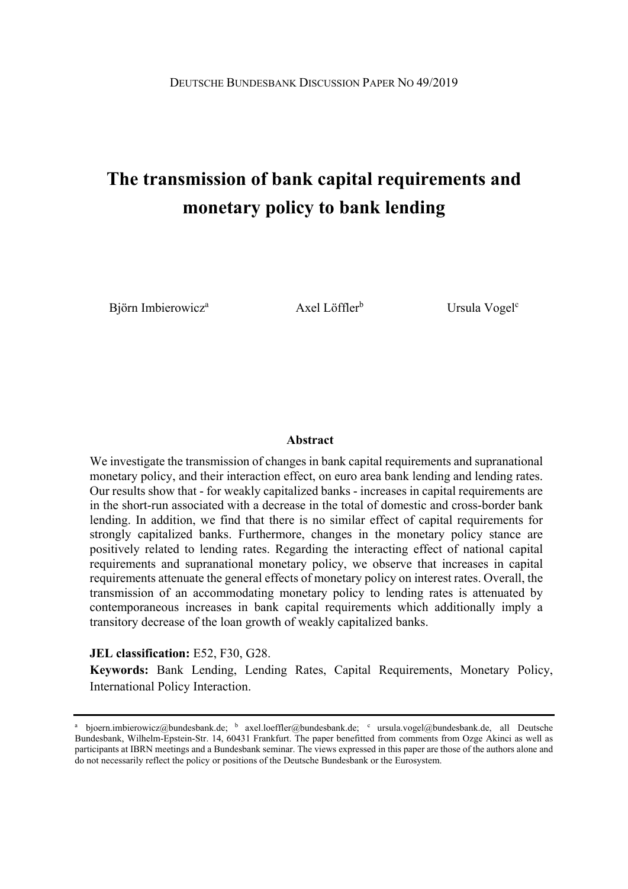Deutsche Bundesbank Discussion Paper No 49/2019

# The transmission of bank capital requirements and monetary policy to bank lending

Björn Imbierowicz[a] Axel Löffler[b] Ursula Vogel[c]

### Abstract

We investigate the transmission of changes in bank capital requirements and supranational monetary policy, and their interaction effect, on euro area bank lending and lending rates. Our results show that - for weakly capitalized banks - increases in capital requirements are in the short-run associated with a decrease in the total of domestic and cross-border bank lending. In addition, we find that there is no similar effect of capital requirements for strongly capitalized banks. Furthermore, changes in the monetary policy stance are positively related to lending rates. Regarding the interacting effect of national capital requirements and supranational monetary policy, we observe that increases in capital requirements attenuate the general effects of monetary policy on interest rates. Overall, the transmission of an accommodating monetary policy to lending rates is attenuated by contemporaneous increases in bank capital requirements which additionally imply a transitory decrease of the loan growth of weakly capitalized banks.

**JEL classification:** E52, F30, G28.

**Keywords:** Bank Lending, Lending Rates, Capital Requirements, Monetary Policy, International Policy Interaction.

---

[a] bjoern.imbierowicz@bundesbank.de; [b] axel.loeffler@bundesbank.de; [c] ursula.vogel@bundesbank.de, all Deutsche Bundesbank, Wilhelm-Epstein-Str. 14, 60431 Frankfurt. The paper benefitted from comments from Ozge Akinci as well as participants at IBRN meetings and a Bundesbank seminar. The views expressed in this paper are those of the authors alone and do not necessarily reflect the policy or positions of the Deutsche Bundesbank or the Eurosystem.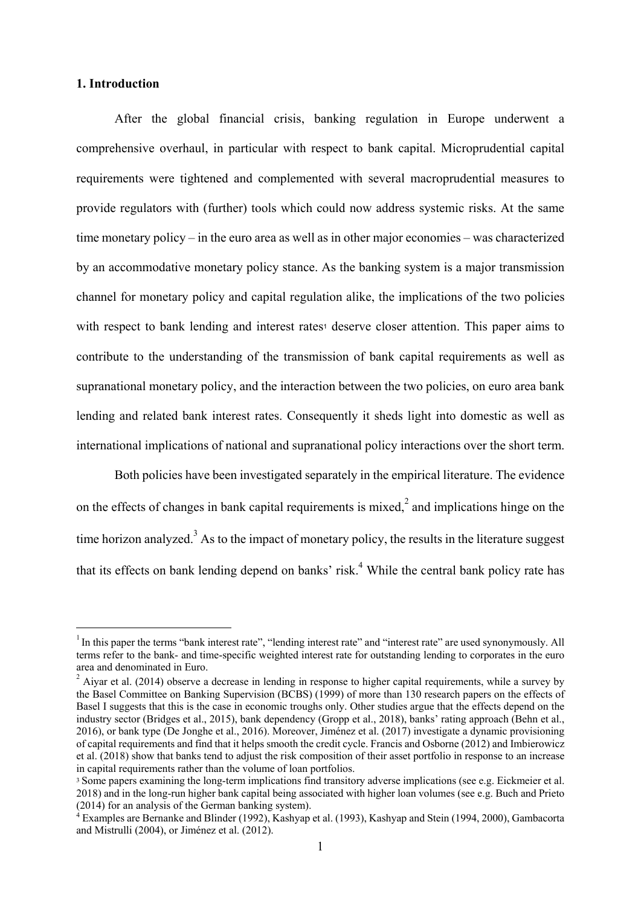## 1. Introduction

After the global financial crisis, banking regulation in Europe underwent a comprehensive overhaul, in particular with respect to bank capital. Microprudential capital requirements were tightened and complemented with several macroprudential measures to provide regulators with (further) tools which could now address systemic risks. At the same time monetary policy – in the euro area as well as in other major economies – was characterized by an accommodative monetary policy stance. As the banking system is a major transmission channel for monetary policy and capital regulation alike, the implications of the two policies with respect to bank lending and interest rates[1] deserve closer attention. This paper aims to contribute to the understanding of the transmission of bank capital requirements as well as supranational monetary policy, and the interaction between the two policies, on euro area bank lending and related bank interest rates. Consequently it sheds light into domestic as well as international implications of national and supranational policy interactions over the short term.

Both policies have been investigated separately in the empirical literature. The evidence on the effects of changes in bank capital requirements is mixed,[2] and implications hinge on the time horizon analyzed.[3] As to the impact of monetary policy, the results in the literature suggest that its effects on bank lending depend on banks' risk.[4] While the central bank policy rate has

---

[1] In this paper the terms "bank interest rate", "lending interest rate" and "interest rate" are used synonymously. All terms refer to the bank- and time-specific weighted interest rate for outstanding lending to corporates in the euro area and denominated in Euro.

[2] Aiyar et al. (2014) observe a decrease in lending in response to higher capital requirements, while a survey by the Basel Committee on Banking Supervision (BCBS) (1999) of more than 130 research papers on the effects of Basel I suggests that this is the case in economic troughs only. Other studies argue that the effects depend on the industry sector (Bridges et al., 2015), bank dependency (Gropp et al., 2018), banks' rating approach (Behn et al., 2016), or bank type (De Jonghe et al., 2016). Moreover, Jiménez et al. (2017) investigate a dynamic provisioning of capital requirements and find that it helps smooth the credit cycle. Francis and Osborne (2012) and Imbierowicz et al. (2018) show that banks tend to adjust the risk composition of their asset portfolio in response to an increase in capital requirements rather than the volume of loan portfolios.

[3] Some papers examining the long-term implications find transitory adverse implications (see e.g. Eickmeier et al. 2018) and in the long-run higher bank capital being associated with higher loan volumes (see e.g. Buch and Prieto (2014) for an analysis of the German banking system).

[4] Examples are Bernanke and Blinder (1992), Kashyap et al. (1993), Kashyap and Stein (1994, 2000), Gambacorta and Mistrulli (2004), or Jiménez et al. (2012).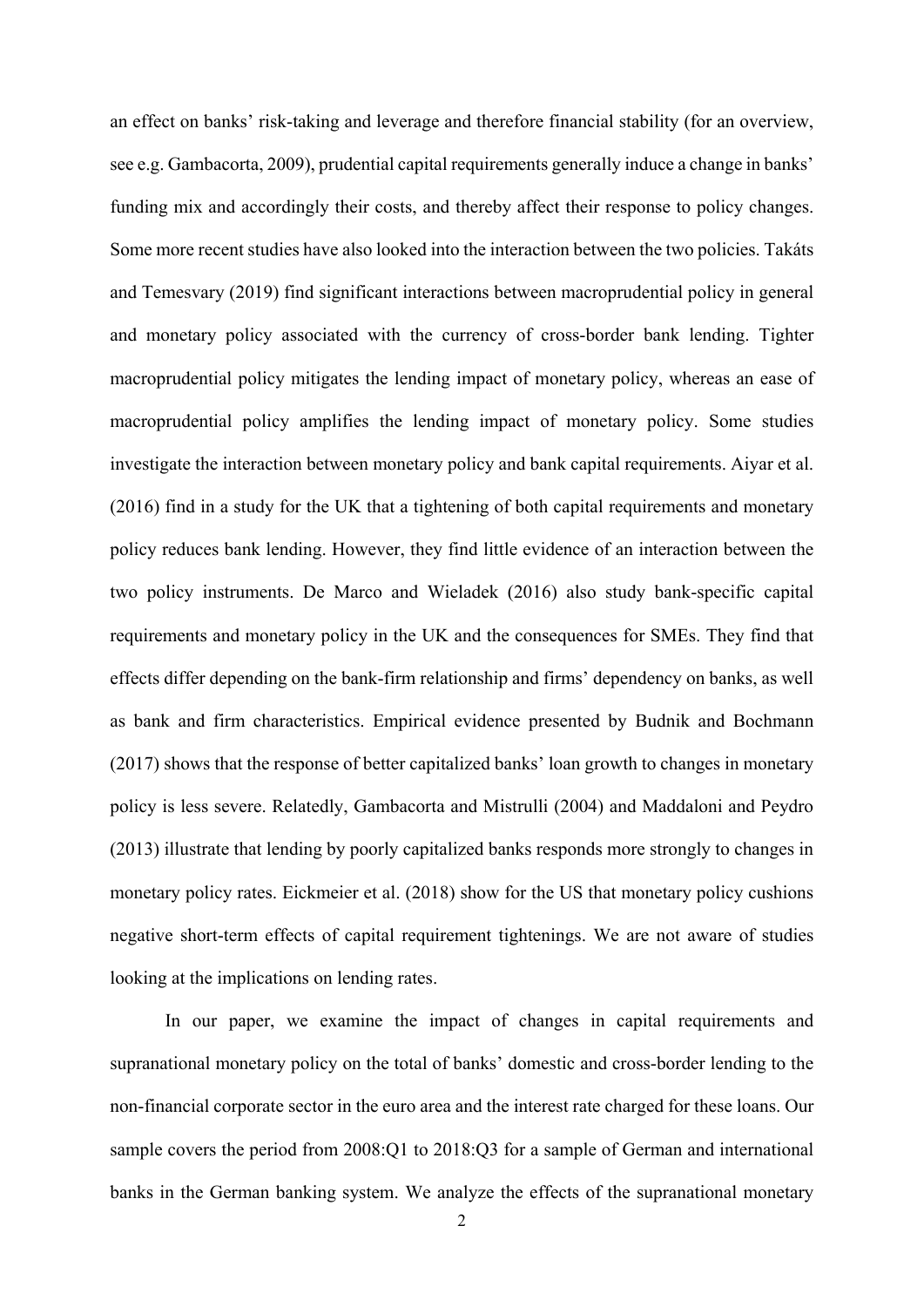an effect on banks' risk-taking and leverage and therefore financial stability (for an overview, see e.g. Gambacorta, 2009), prudential capital requirements generally induce a change in banks' funding mix and accordingly their costs, and thereby affect their response to policy changes. Some more recent studies have also looked into the interaction between the two policies. Takáts and Temesvary (2019) find significant interactions between macroprudential policy in general and monetary policy associated with the currency of cross-border bank lending. Tighter macroprudential policy mitigates the lending impact of monetary policy, whereas an ease of macroprudential policy amplifies the lending impact of monetary policy. Some studies investigate the interaction between monetary policy and bank capital requirements. Aiyar et al. (2016) find in a study for the UK that a tightening of both capital requirements and monetary policy reduces bank lending. However, they find little evidence of an interaction between the two policy instruments. De Marco and Wieladek (2016) also study bank-specific capital requirements and monetary policy in the UK and the consequences for SMEs. They find that effects differ depending on the bank-firm relationship and firms' dependency on banks, as well as bank and firm characteristics. Empirical evidence presented by Budnik and Bochmann (2017) shows that the response of better capitalized banks' loan growth to changes in monetary policy is less severe. Relatedly, Gambacorta and Mistrulli (2004) and Maddaloni and Peydro (2013) illustrate that lending by poorly capitalized banks responds more strongly to changes in monetary policy rates. Eickmeier et al. (2018) show for the US that monetary policy cushions negative short-term effects of capital requirement tightenings. We are not aware of studies looking at the implications on lending rates.

In our paper, we examine the impact of changes in capital requirements and supranational monetary policy on the total of banks' domestic and cross-border lending to the non-financial corporate sector in the euro area and the interest rate charged for these loans. Our sample covers the period from 2008:Q1 to 2018:Q3 for a sample of German and international banks in the German banking system. We analyze the effects of the supranational monetary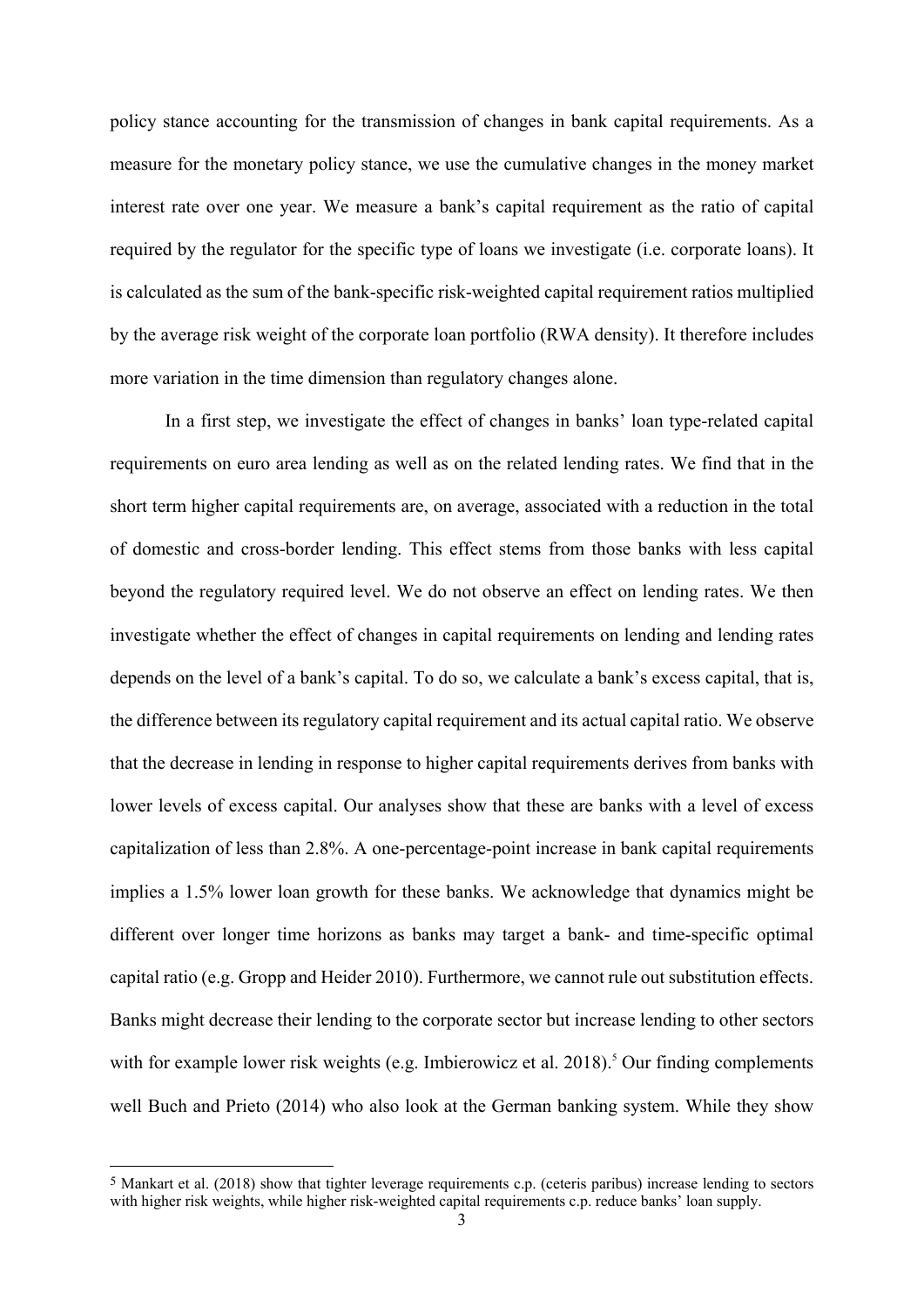policy stance accounting for the transmission of changes in bank capital requirements. As a measure for the monetary policy stance, we use the cumulative changes in the money market interest rate over one year. We measure a bank's capital requirement as the ratio of capital required by the regulator for the specific type of loans we investigate (i.e. corporate loans). It is calculated as the sum of the bank-specific risk-weighted capital requirement ratios multiplied by the average risk weight of the corporate loan portfolio (RWA density). It therefore includes more variation in the time dimension than regulatory changes alone.

In a first step, we investigate the effect of changes in banks' loan type-related capital requirements on euro area lending as well as on the related lending rates. We find that in the short term higher capital requirements are, on average, associated with a reduction in the total of domestic and cross-border lending. This effect stems from those banks with less capital beyond the regulatory required level. We do not observe an effect on lending rates. We then investigate whether the effect of changes in capital requirements on lending and lending rates depends on the level of a bank's capital. To do so, we calculate a bank's excess capital, that is, the difference between its regulatory capital requirement and its actual capital ratio. We observe that the decrease in lending in response to higher capital requirements derives from banks with lower levels of excess capital. Our analyses show that these are banks with a level of excess capitalization of less than 2.8%. A one-percentage-point increase in bank capital requirements implies a 1.5% lower loan growth for these banks. We acknowledge that dynamics might be different over longer time horizons as banks may target a bank- and time-specific optimal capital ratio (e.g. Gropp and Heider 2010). Furthermore, we cannot rule out substitution effects. Banks might decrease their lending to the corporate sector but increase lending to other sectors with for example lower risk weights (e.g. Imbierowicz et al. 2018).[5] Our finding complements well Buch and Prieto (2014) who also look at the German banking system. While they show

[5] Mankart et al. (2018) show that tighter leverage requirements c.p. (ceteris paribus) increase lending to sectors with higher risk weights, while higher risk-weighted capital requirements c.p. reduce banks' loan supply.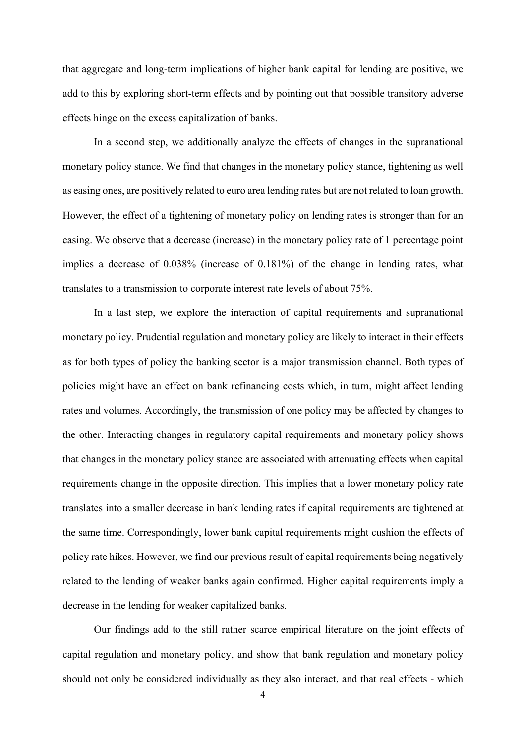that aggregate and long-term implications of higher bank capital for lending are positive, we add to this by exploring short-term effects and by pointing out that possible transitory adverse effects hinge on the excess capitalization of banks.

In a second step, we additionally analyze the effects of changes in the supranational monetary policy stance. We find that changes in the monetary policy stance, tightening as well as easing ones, are positively related to euro area lending rates but are not related to loan growth. However, the effect of a tightening of monetary policy on lending rates is stronger than for an easing. We observe that a decrease (increase) in the monetary policy rate of 1 percentage point implies a decrease of 0.038% (increase of 0.181%) of the change in lending rates, what translates to a transmission to corporate interest rate levels of about 75%.

In a last step, we explore the interaction of capital requirements and supranational monetary policy. Prudential regulation and monetary policy are likely to interact in their effects as for both types of policy the banking sector is a major transmission channel. Both types of policies might have an effect on bank refinancing costs which, in turn, might affect lending rates and volumes. Accordingly, the transmission of one policy may be affected by changes to the other. Interacting changes in regulatory capital requirements and monetary policy shows that changes in the monetary policy stance are associated with attenuating effects when capital requirements change in the opposite direction. This implies that a lower monetary policy rate translates into a smaller decrease in bank lending rates if capital requirements are tightened at the same time. Correspondingly, lower bank capital requirements might cushion the effects of policy rate hikes. However, we find our previous result of capital requirements being negatively related to the lending of weaker banks again confirmed. Higher capital requirements imply a decrease in the lending for weaker capitalized banks.

Our findings add to the still rather scarce empirical literature on the joint effects of capital regulation and monetary policy, and show that bank regulation and monetary policy should not only be considered individually as they also interact, and that real effects - which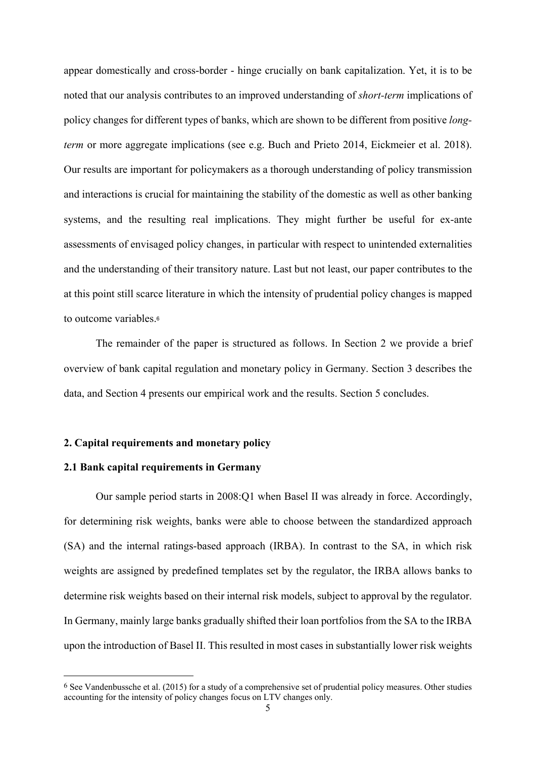appear domestically and cross-border - hinge crucially on bank capitalization. Yet, it is to be noted that our analysis contributes to an improved understanding of *short-term* implications of policy changes for different types of banks, which are shown to be different from positive *long-term* or more aggregate implications (see e.g. Buch and Prieto 2014, Eickmeier et al. 2018). Our results are important for policymakers as a thorough understanding of policy transmission and interactions is crucial for maintaining the stability of the domestic as well as other banking systems, and the resulting real implications. They might further be useful for ex-ante assessments of envisaged policy changes, in particular with respect to unintended externalities and the understanding of their transitory nature. Last but not least, our paper contributes to the at this point still scarce literature in which the intensity of prudential policy changes is mapped to outcome variables.[6]

The remainder of the paper is structured as follows. In Section 2 we provide a brief overview of bank capital regulation and monetary policy in Germany. Section 3 describes the data, and Section 4 presents our empirical work and the results. Section 5 concludes.

## 2. Capital requirements and monetary policy

### 2.1 Bank capital requirements in Germany

Our sample period starts in 2008:Q1 when Basel II was already in force. Accordingly, for determining risk weights, banks were able to choose between the standardized approach (SA) and the internal ratings-based approach (IRBA). In contrast to the SA, in which risk weights are assigned by predefined templates set by the regulator, the IRBA allows banks to determine risk weights based on their internal risk models, subject to approval by the regulator. In Germany, mainly large banks gradually shifted their loan portfolios from the SA to the IRBA upon the introduction of Basel II. This resulted in most cases in substantially lower risk weights

[6] See Vandenbussche et al. (2015) for a study of a comprehensive set of prudential policy measures. Other studies accounting for the intensity of policy changes focus on LTV changes only.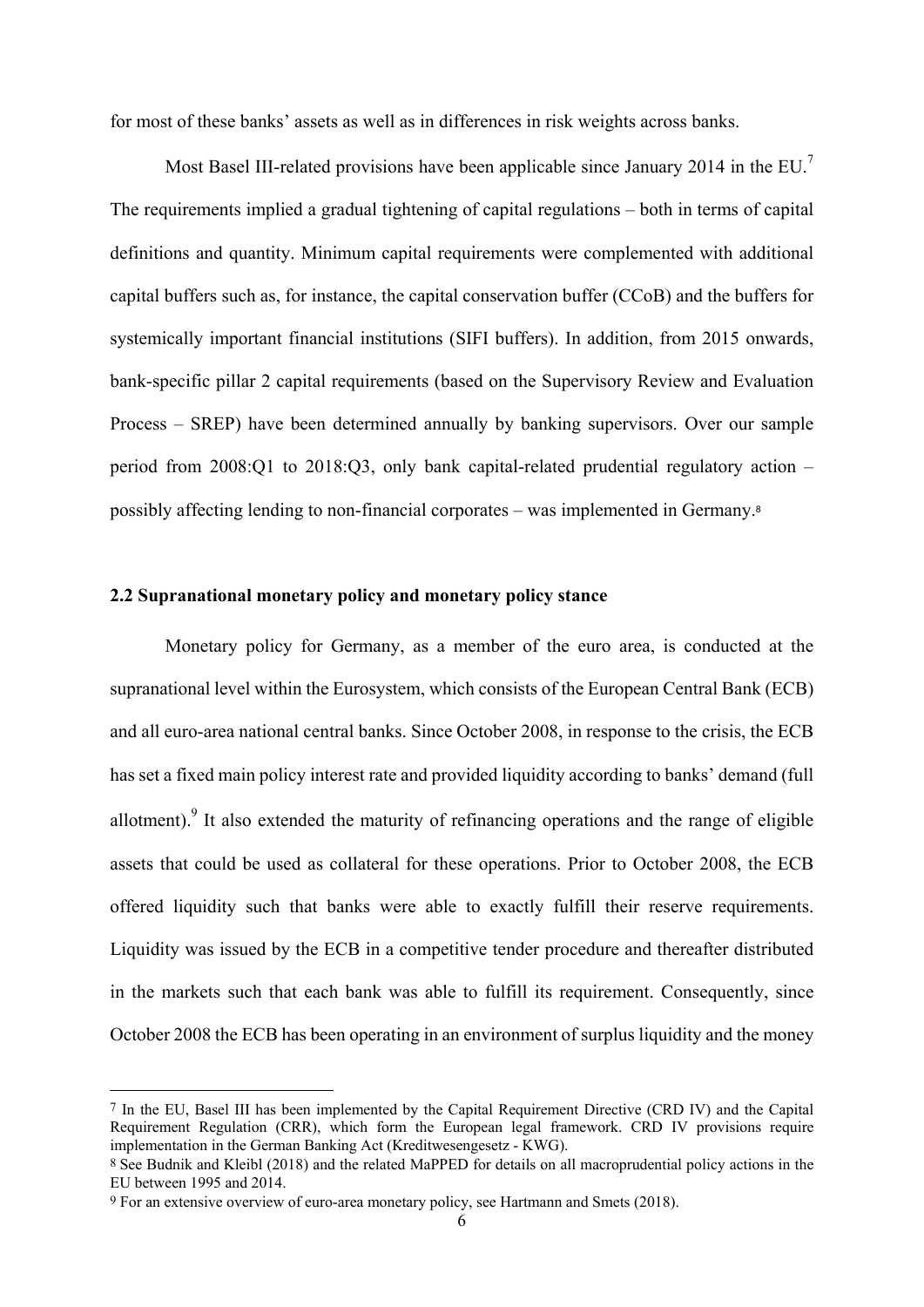for most of these banks' assets as well as in differences in risk weights across banks.

Most Basel III-related provisions have been applicable since January 2014 in the EU.[7] The requirements implied a gradual tightening of capital regulations – both in terms of capital definitions and quantity. Minimum capital requirements were complemented with additional capital buffers such as, for instance, the capital conservation buffer (CCoB) and the buffers for systemically important financial institutions (SIFI buffers). In addition, from 2015 onwards, bank-specific pillar 2 capital requirements (based on the Supervisory Review and Evaluation Process – SREP) have been determined annually by banking supervisors. Over our sample period from 2008:Q1 to 2018:Q3, only bank capital-related prudential regulatory action – possibly affecting lending to non-financial corporates – was implemented in Germany.[8]

### 2.2 Supranational monetary policy and monetary policy stance

Monetary policy for Germany, as a member of the euro area, is conducted at the supranational level within the Eurosystem, which consists of the European Central Bank (ECB) and all euro-area national central banks. Since October 2008, in response to the crisis, the ECB has set a fixed main policy interest rate and provided liquidity according to banks' demand (full allotment).[9] It also extended the maturity of refinancing operations and the range of eligible assets that could be used as collateral for these operations. Prior to October 2008, the ECB offered liquidity such that banks were able to exactly fulfill their reserve requirements. Liquidity was issued by the ECB in a competitive tender procedure and thereafter distributed in the markets such that each bank was able to fulfill its requirement. Consequently, since October 2008 the ECB has been operating in an environment of surplus liquidity and the money

---

[7] In the EU, Basel III has been implemented by the Capital Requirement Directive (CRD IV) and the Capital Requirement Regulation (CRR), which form the European legal framework. CRD IV provisions require implementation in the German Banking Act (Kreditwesengesetz - KWG).

[8] See Budnik and Kleibl (2018) and the related MaPPED for details on all macroprudential policy actions in the EU between 1995 and 2014.

[9] For an extensive overview of euro-area monetary policy, see Hartmann and Smets (2018).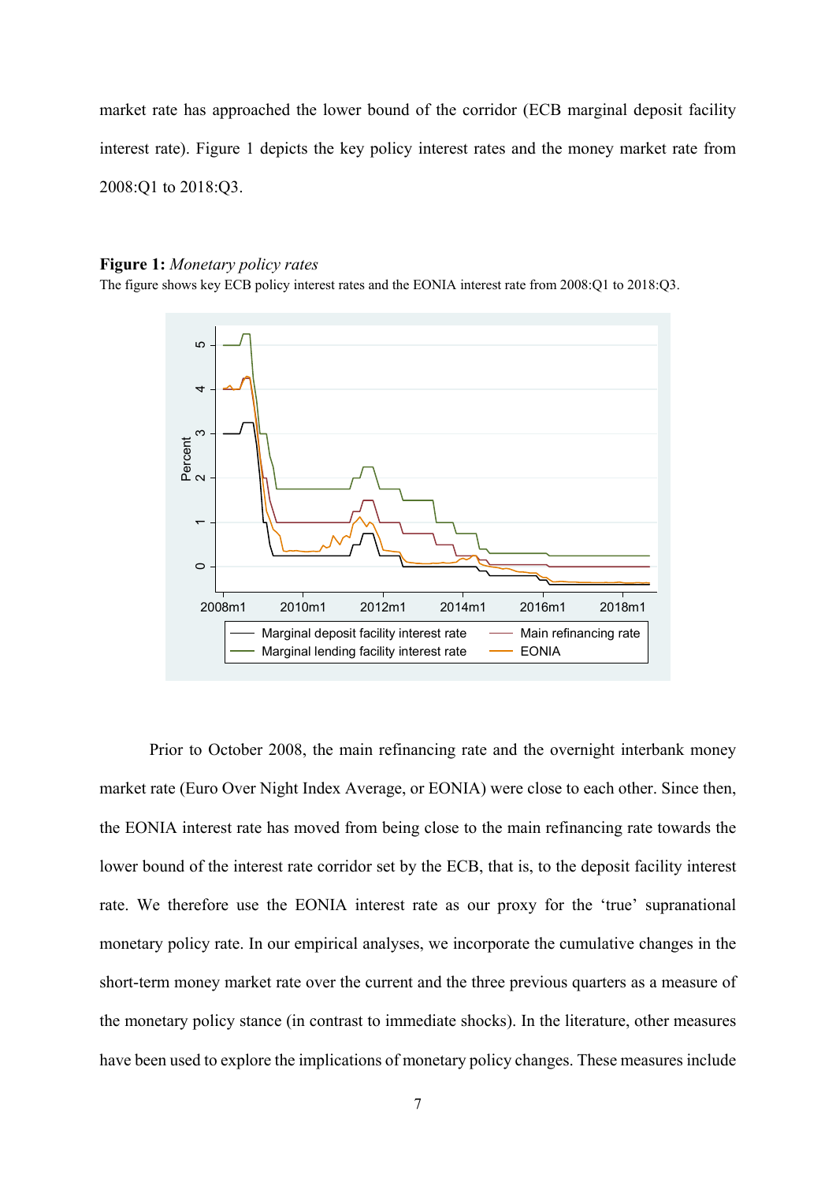market rate has approached the lower bound of the corridor (ECB marginal deposit facility interest rate). Figure 1 depicts the key policy interest rates and the money market rate from 2008:Q1 to 2018:Q3.

**Figure 1:** *Monetary policy rates*

The figure shows key ECB policy interest rates and the EONIA interest rate from 2008:Q1 to 2018:Q3.

Prior to October 2008, the main refinancing rate and the overnight interbank money market rate (Euro Over Night Index Average, or EONIA) were close to each other. Since then, the EONIA interest rate has moved from being close to the main refinancing rate towards the lower bound of the interest rate corridor set by the ECB, that is, to the deposit facility interest rate. We therefore use the EONIA interest rate as our proxy for the 'true' supranational monetary policy rate. In our empirical analyses, we incorporate the cumulative changes in the short-term money market rate over the current and the three previous quarters as a measure of the monetary policy stance (in contrast to immediate shocks). In the literature, other measures have been used to explore the implications of monetary policy changes. These measures include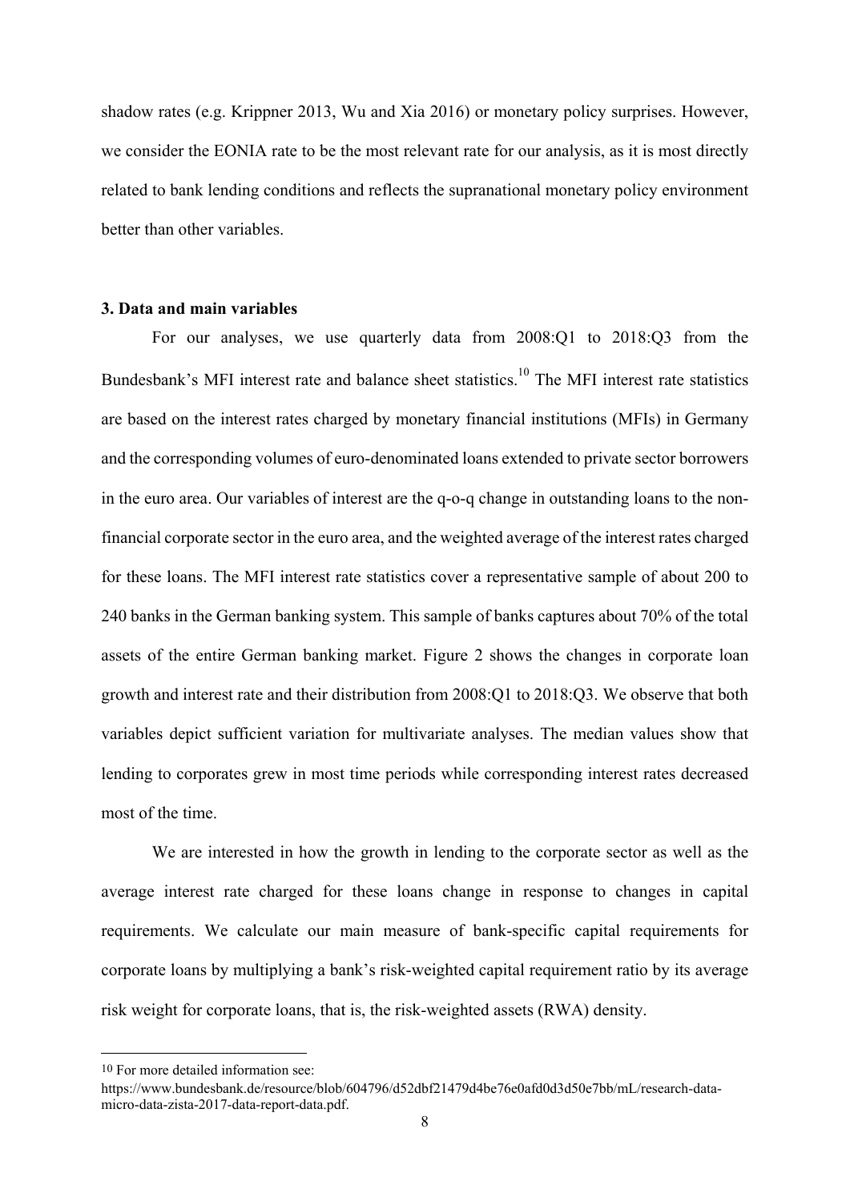shadow rates (e.g. Krippner 2013, Wu and Xia 2016) or monetary policy surprises. However, we consider the EONIA rate to be the most relevant rate for our analysis, as it is most directly related to bank lending conditions and reflects the supranational monetary policy environment better than other variables.

### 3. Data and main variables

For our analyses, we use quarterly data from 2008:Q1 to 2018:Q3 from the Bundesbank's MFI interest rate and balance sheet statistics.[10] The MFI interest rate statistics are based on the interest rates charged by monetary financial institutions (MFIs) in Germany and the corresponding volumes of euro-denominated loans extended to private sector borrowers in the euro area. Our variables of interest are the q-o-q change in outstanding loans to the non-financial corporate sector in the euro area, and the weighted average of the interest rates charged for these loans. The MFI interest rate statistics cover a representative sample of about 200 to 240 banks in the German banking system. This sample of banks captures about 70% of the total assets of the entire German banking market. Figure 2 shows the changes in corporate loan growth and interest rate and their distribution from 2008:Q1 to 2018:Q3. We observe that both variables depict sufficient variation for multivariate analyses. The median values show that lending to corporates grew in most time periods while corresponding interest rates decreased most of the time.

We are interested in how the growth in lending to the corporate sector as well as the average interest rate charged for these loans change in response to changes in capital requirements. We calculate our main measure of bank-specific capital requirements for corporate loans by multiplying a bank's risk-weighted capital requirement ratio by its average risk weight for corporate loans, that is, the risk-weighted assets (RWA) density.

---

[10] For more detailed information see: https://www.bundesbank.de/resource/blob/604796/d52dbf21479d4be76e0afd0d3d50e7bb/mL/research-data-micro-data-zista-2017-data-report-data.pdf.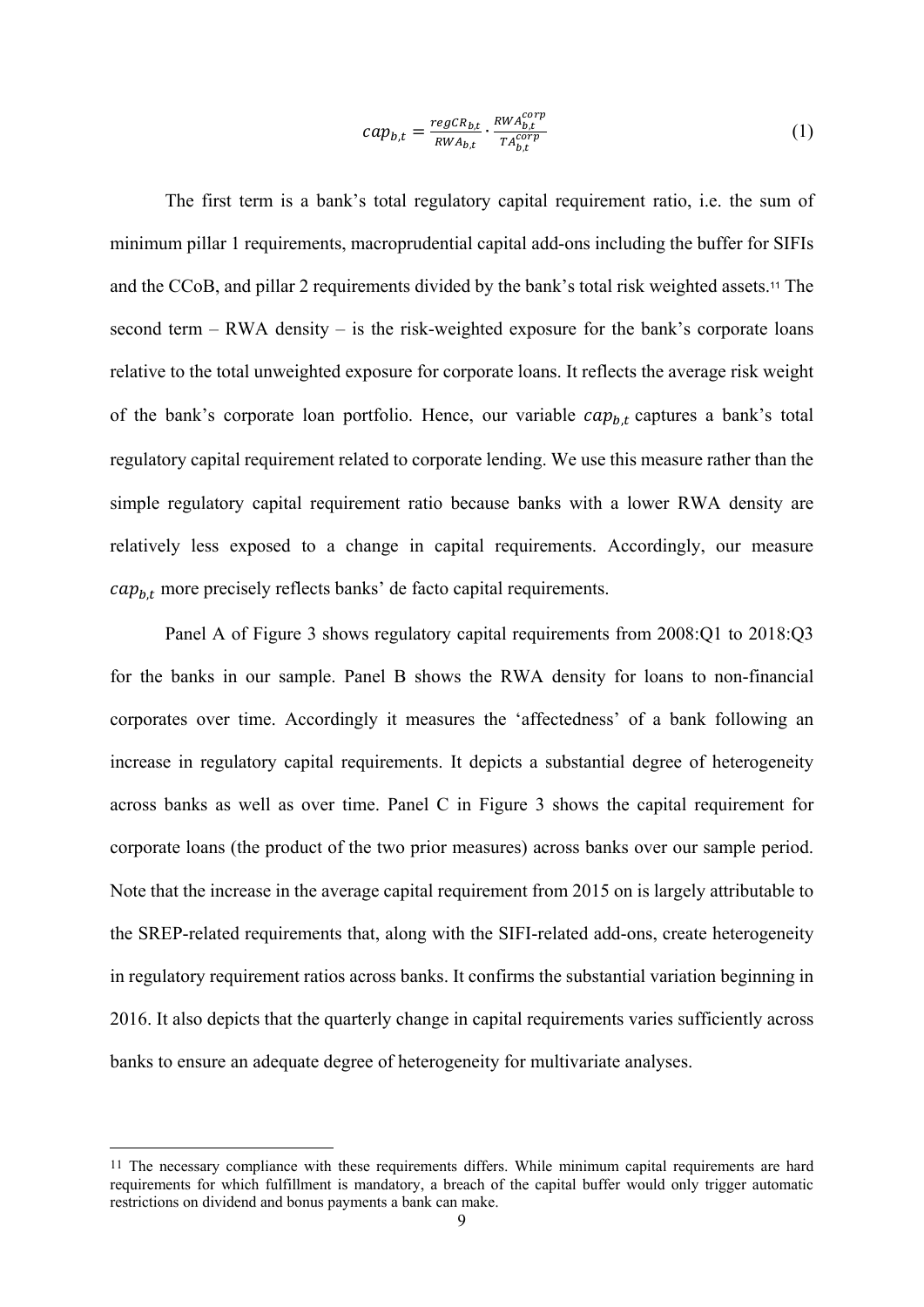$$cap_{b,t} = \frac{regCR_{b,t}}{RWA_{b,t}} \cdot \frac{RWA_{b,t}^{corp}}{TA_{b,t}^{corp}} \tag{1}$$

The first term is a bank's total regulatory capital requirement ratio, i.e. the sum of minimum pillar 1 requirements, macroprudential capital add-ons including the buffer for SIFIs and the CCoB, and pillar 2 requirements divided by the bank's total risk weighted assets.[11] The second term – RWA density – is the risk-weighted exposure for the bank's corporate loans relative to the total unweighted exposure for corporate loans. It reflects the average risk weight of the bank's corporate loan portfolio. Hence, our variable $cap_{b,t}$ captures a bank's total regulatory capital requirement related to corporate lending. We use this measure rather than the simple regulatory capital requirement ratio because banks with a lower RWA density are relatively less exposed to a change in capital requirements. Accordingly, our measure $cap_{b,t}$ more precisely reflects banks' de facto capital requirements.

Panel A of Figure 3 shows regulatory capital requirements from 2008:Q1 to 2018:Q3 for the banks in our sample. Panel B shows the RWA density for loans to non-financial corporates over time. Accordingly it measures the 'affectedness' of a bank following an increase in regulatory capital requirements. It depicts a substantial degree of heterogeneity across banks as well as over time. Panel C in Figure 3 shows the capital requirement for corporate loans (the product of the two prior measures) across banks over our sample period. Note that the increase in the average capital requirement from 2015 on is largely attributable to the SREP-related requirements that, along with the SIFI-related add-ons, create heterogeneity in regulatory requirement ratios across banks. It confirms the substantial variation beginning in 2016. It also depicts that the quarterly change in capital requirements varies sufficiently across banks to ensure an adequate degree of heterogeneity for multivariate analyses.

[11] The necessary compliance with these requirements differs. While minimum capital requirements are hard requirements for which fulfillment is mandatory, a breach of the capital buffer would only trigger automatic restrictions on dividend and bonus payments a bank can make.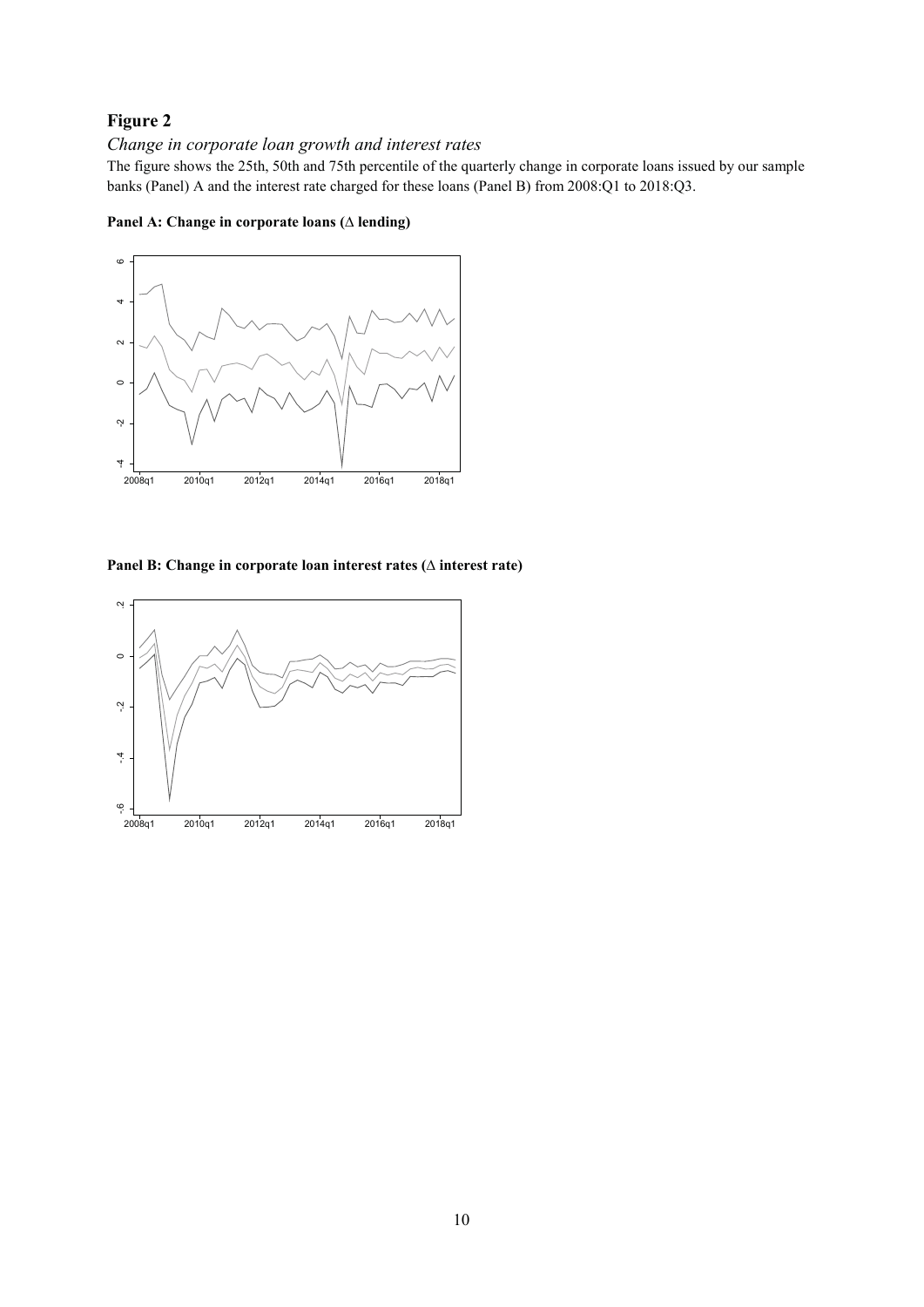## Figure 2

*Change in corporate loan growth and interest rates*

The figure shows the 25th, 50th and 75th percentile of the quarterly change in corporate loans issued by our sample banks (Panel) A and the interest rate charged for these loans (Panel B) from 2008:Q1 to 2018:Q3.

**Panel A: Change in corporate loans (∆ lending)**

**Panel B: Change in corporate loan interest rates (∆ interest rate)**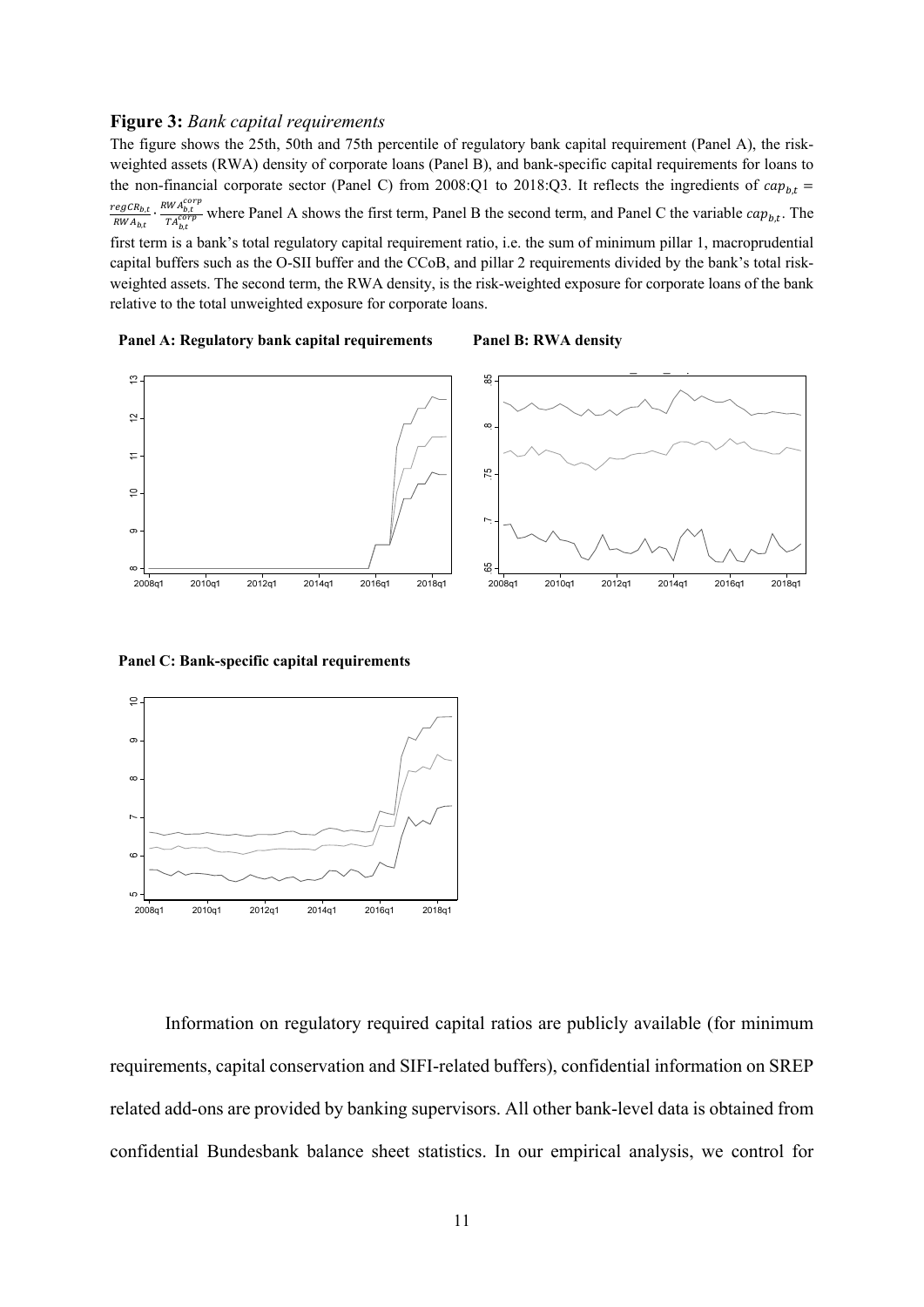**Figure 3:** *Bank capital requirements*

The figure shows the 25th, 50th and 75th percentile of regulatory bank capital requirement (Panel A), the risk-weighted assets (RWA) density of corporate loans (Panel B), and bank-specific capital requirements for loans to the non-financial corporate sector (Panel C) from 2008:Q1 to 2018:Q3. It reflects the ingredients of $cap_{b,t} = \frac{regCR_{b,t}}{RWA_{b,t}} \cdot \frac{RWA_{b,t}^{corp}}{TA_{b,t}^{corp}}$ where Panel A shows the first term, Panel B the second term, and Panel C the variable $cap_{b,t}$. The first term is a bank's total regulatory capital requirement ratio, i.e. the sum of minimum pillar 1, macroprudential capital buffers such as the O-SII buffer and the CCoB, and pillar 2 requirements divided by the bank's total risk-weighted assets. The second term, the RWA density, is the risk-weighted exposure for corporate loans of the bank relative to the total unweighted exposure for corporate loans.

**Panel A: Regulatory bank capital requirements**

**Panel B: RWA density**

**Panel C: Bank-specific capital requirements**

Information on regulatory required capital ratios are publicly available (for minimum requirements, capital conservation and SIFI-related buffers), confidential information on SREP related add-ons are provided by banking supervisors. All other bank-level data is obtained from confidential Bundesbank balance sheet statistics. In our empirical analysis, we control for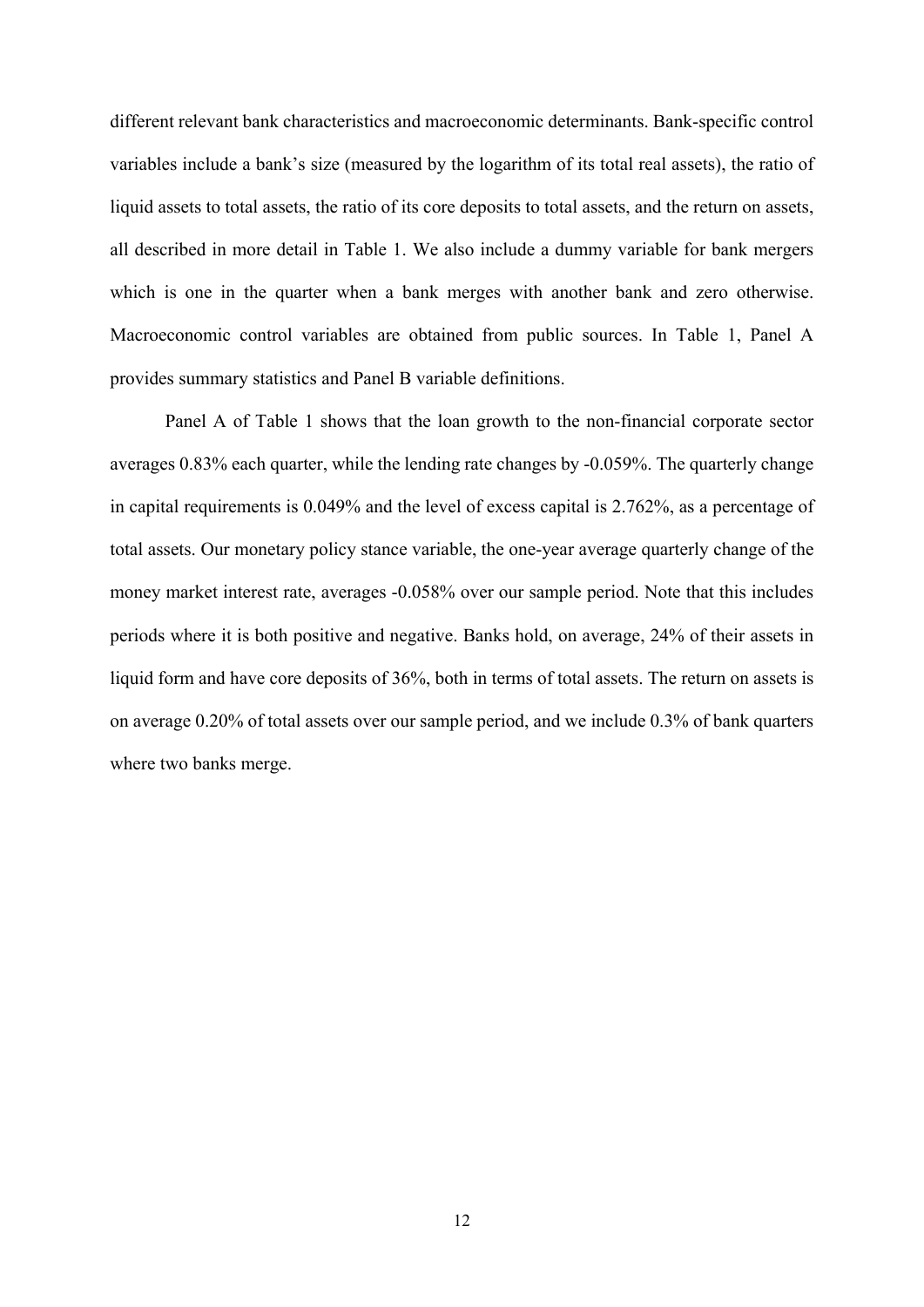different relevant bank characteristics and macroeconomic determinants. Bank-specific control variables include a bank's size (measured by the logarithm of its total real assets), the ratio of liquid assets to total assets, the ratio of its core deposits to total assets, and the return on assets, all described in more detail in Table 1. We also include a dummy variable for bank mergers which is one in the quarter when a bank merges with another bank and zero otherwise. Macroeconomic control variables are obtained from public sources. In Table 1, Panel A provides summary statistics and Panel B variable definitions.

Panel A of Table 1 shows that the loan growth to the non-financial corporate sector averages 0.83% each quarter, while the lending rate changes by -0.059%. The quarterly change in capital requirements is 0.049% and the level of excess capital is 2.762%, as a percentage of total assets. Our monetary policy stance variable, the one-year average quarterly change of the money market interest rate, averages -0.058% over our sample period. Note that this includes periods where it is both positive and negative. Banks hold, on average, 24% of their assets in liquid form and have core deposits of 36%, both in terms of total assets. The return on assets is on average 0.20% of total assets over our sample period, and we include 0.3% of bank quarters where two banks merge.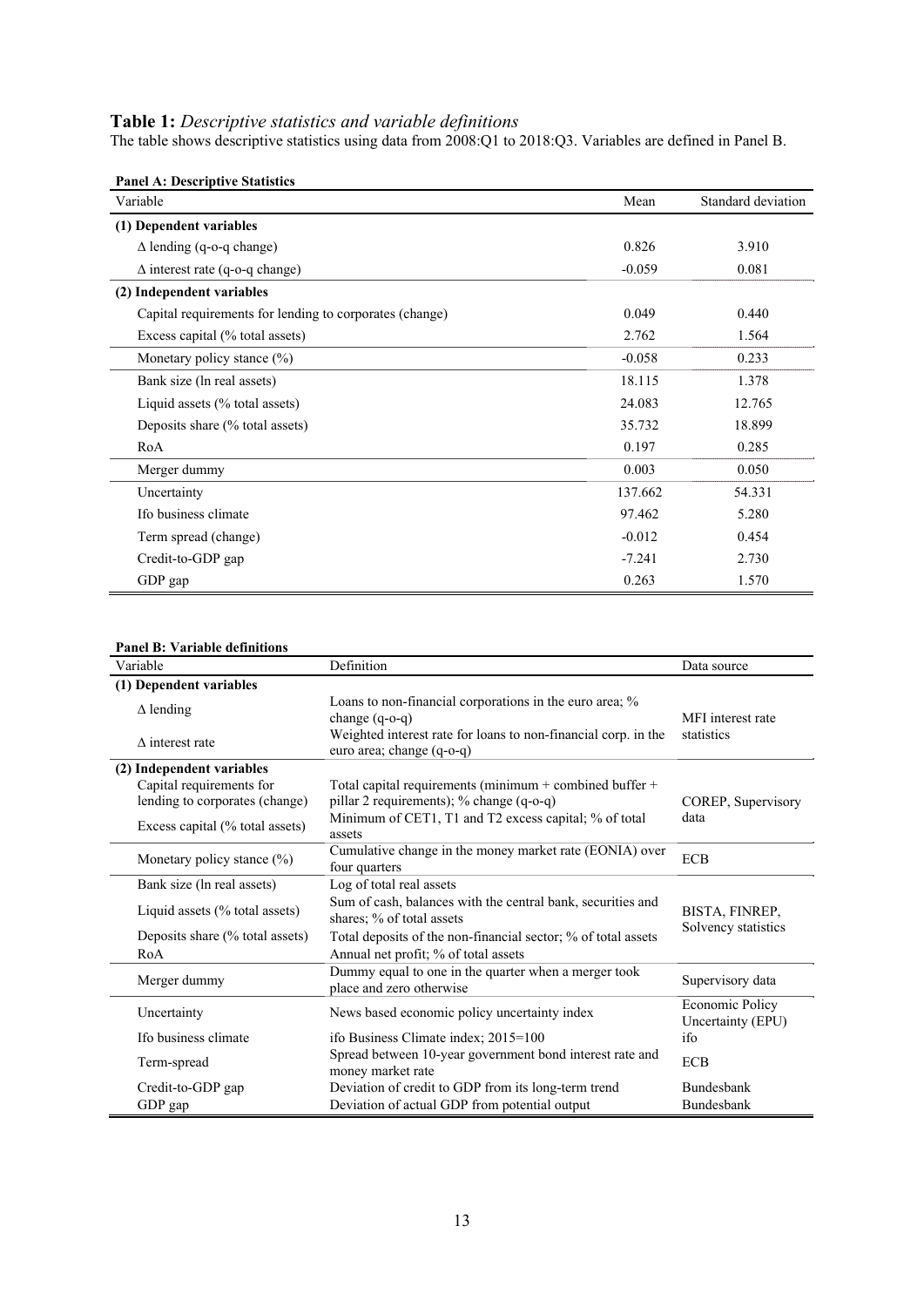**Table 1:** *Descriptive statistics and variable definitions*

The table shows descriptive statistics using data from 2008:Q1 to 2018:Q3. Variables are defined in Panel B.

**Panel A: Descriptive Statistics**

| Variable | Mean | Standard deviation |
|---|---|---|
| **(1) Dependent variables** | | |
| Δ lending (q-o-q change) | 0.826 | 3.910 |
| Δ interest rate (q-o-q change) | -0.059 | 0.081 |
| **(2) Independent variables** | | |
| Capital requirements for lending to corporates (change) | 0.049 | 0.440 |
| Excess capital (% total assets) | 2.762 | 1.564 |
| Monetary policy stance (%) | -0.058 | 0.233 |
| Bank size (ln real assets) | 18.115 | 1.378 |
| Liquid assets (% total assets) | 24.083 | 12.765 |
| Deposits share (% total assets) | 35.732 | 18.899 |
| RoA | 0.197 | 0.285 |
| Merger dummy | 0.003 | 0.050 |
| Uncertainty | 137.662 | 54.331 |
| Ifo business climate | 97.462 | 5.280 |
| Term spread (change) | -0.012 | 0.454 |
| Credit-to-GDP gap | -7.241 | 2.730 |
| GDP gap | 0.263 | 1.570 |

**Panel B: Variable definitions**

| Variable | Definition | Data source |
|---|---|---|
| **(1) Dependent variables** | | |
| Δ lending | Loans to non-financial corporations in the euro area; % change (q-o-q) | MFI interest rate statistics |
| Δ interest rate | Weighted interest rate for loans to non-financial corp. in the euro area; change (q-o-q) | |
| **(2) Independent variables** | | |
| Capital requirements for lending to corporates (change) | Total capital requirements (minimum + combined buffer + pillar 2 requirements); % change (q-o-q) | COREP, Supervisory data |
| Excess capital (% total assets) | Minimum of CET1, T1 and T2 excess capital; % of total assets | |
| Monetary policy stance (%) | Cumulative change in the money market rate (EONIA) over four quarters | ECB |
| Bank size (ln real assets) | Log of total real assets | BISTA, FINREP, Solvency statistics |
| Liquid assets (% total assets) | Sum of cash, balances with the central bank, securities and shares; % of total assets | |
| Deposits share (% total assets) | Total deposits of the non-financial sector; % of total assets | |
| RoA | Annual net profit; % of total assets | |
| Merger dummy | Dummy equal to one in the quarter when a merger took place and zero otherwise | Supervisory data |
| Uncertainty | News based economic policy uncertainty index | Economic Policy Uncertainty (EPU) |
| Ifo business climate | ifo Business Climate index; 2015=100 | ifo |
| Term-spread | Spread between 10-year government bond interest rate and money market rate | ECB |
| Credit-to-GDP gap | Deviation of credit to GDP from its long-term trend | Bundesbank |
| GDP gap | Deviation of actual GDP from potential output | Bundesbank |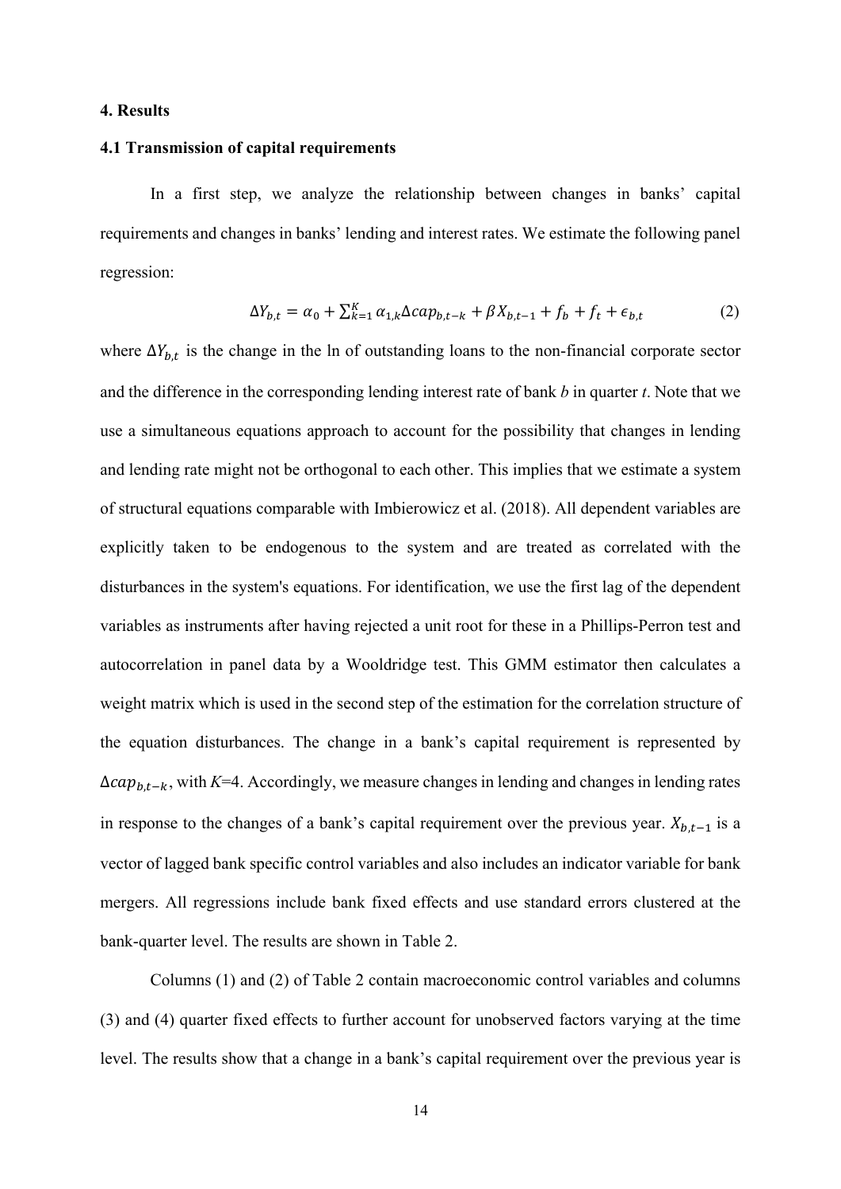## 4. Results

### 4.1 Transmission of capital requirements

In a first step, we analyze the relationship between changes in banks' capital requirements and changes in banks' lending and interest rates. We estimate the following panel regression:

$$\Delta Y_{b,t} = \alpha_0 + \sum_{k=1}^{K} \alpha_{1,k} \Delta cap_{b,t-k} + \beta X_{b,t-1} + f_b + f_t + \epsilon_{b,t} \tag{2}$$

where $\Delta Y_{b,t}$ is the change in the ln of outstanding loans to the non-financial corporate sector and the difference in the corresponding lending interest rate of bank *b* in quarter *t*. Note that we use a simultaneous equations approach to account for the possibility that changes in lending and lending rate might not be orthogonal to each other. This implies that we estimate a system of structural equations comparable with Imbierowicz et al. (2018). All dependent variables are explicitly taken to be endogenous to the system and are treated as correlated with the disturbances in the system's equations. For identification, we use the first lag of the dependent variables as instruments after having rejected a unit root for these in a Phillips-Perron test and autocorrelation in panel data by a Wooldridge test. This GMM estimator then calculates a weight matrix which is used in the second step of the estimation for the correlation structure of the equation disturbances. The change in a bank's capital requirement is represented by $\Delta cap_{b,t-k}$, with $K$=4. Accordingly, we measure changes in lending and changes in lending rates in response to the changes of a bank's capital requirement over the previous year. $X_{b,t-1}$ is a vector of lagged bank specific control variables and also includes an indicator variable for bank mergers. All regressions include bank fixed effects and use standard errors clustered at the bank-quarter level. The results are shown in Table 2.

Columns (1) and (2) of Table 2 contain macroeconomic control variables and columns (3) and (4) quarter fixed effects to further account for unobserved factors varying at the time level. The results show that a change in a bank's capital requirement over the previous year is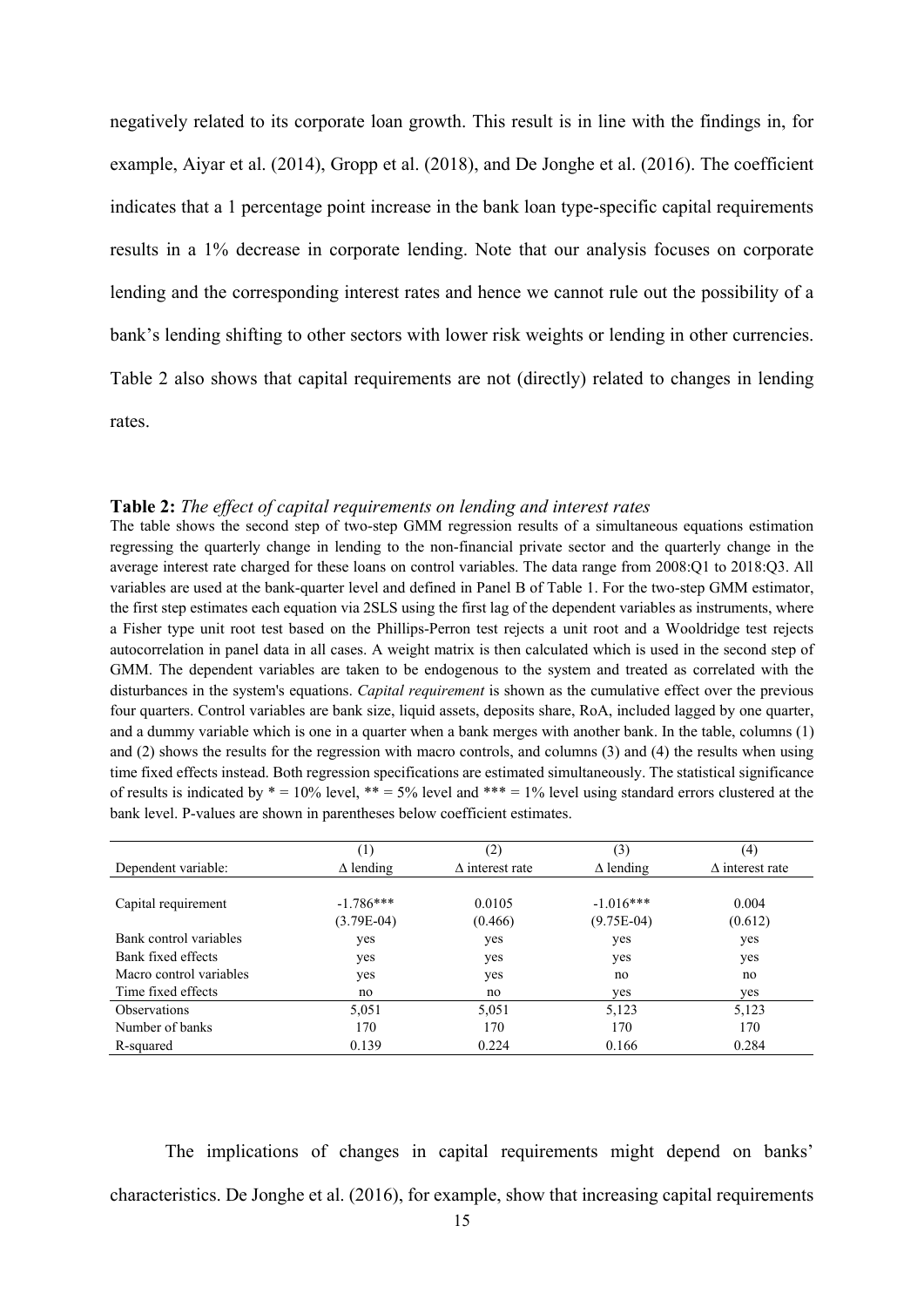negatively related to its corporate loan growth. This result is in line with the findings in, for example, Aiyar et al. (2014), Gropp et al. (2018), and De Jonghe et al. (2016). The coefficient indicates that a 1 percentage point increase in the bank loan type-specific capital requirements results in a 1% decrease in corporate lending. Note that our analysis focuses on corporate lending and the corresponding interest rates and hence we cannot rule out the possibility of a bank's lending shifting to other sectors with lower risk weights or lending in other currencies. Table 2 also shows that capital requirements are not (directly) related to changes in lending rates.

**Table 2:** *The effect of capital requirements on lending and interest rates*

The table shows the second step of two-step GMM regression results of a simultaneous equations estimation regressing the quarterly change in lending to the non-financial private sector and the quarterly change in the average interest rate charged for these loans on control variables. The data range from 2008:Q1 to 2018:Q3. All variables are used at the bank-quarter level and defined in Panel B of Table 1. For the two-step GMM estimator, the first step estimates each equation via 2SLS using the first lag of the dependent variables as instruments, where a Fisher type unit root test based on the Phillips-Perron test rejects a unit root and a Wooldridge test rejects autocorrelation in panel data in all cases. A weight matrix is then calculated which is used in the second step of GMM. The dependent variables are taken to be endogenous to the system and treated as correlated with the disturbances in the system's equations. *Capital requirement* is shown as the cumulative effect over the previous four quarters. Control variables are bank size, liquid assets, deposits share, RoA, included lagged by one quarter, and a dummy variable which is one in a quarter when a bank merges with another bank. In the table, columns (1) and (2) shows the results for the regression with macro controls, and columns (3) and (4) the results when using time fixed effects instead. Both regression specifications are estimated simultaneously. The statistical significance of results is indicated by * = 10% level, ** = 5% level and *** = 1% level using standard errors clustered at the bank level. P-values are shown in parentheses below coefficient estimates.

| | (1) | (2) | (3) | (4) |
|---|---|---|---|---|
| Dependent variable: | $\Delta$ lending | $\Delta$ interest rate | $\Delta$ lending | $\Delta$ interest rate |
| Capital requirement | -1.786*** | 0.0105 | -1.016*** | 0.004 |
| | (3.79E-04) | (0.466) | (9.75E-04) | (0.612) |
| Bank control variables | yes | yes | yes | yes |
| Bank fixed effects | yes | yes | yes | yes |
| Macro control variables | yes | yes | no | no |
| Time fixed effects | no | no | yes | yes |
| Observations | 5,051 | 5,051 | 5,123 | 5,123 |
| Number of banks | 170 | 170 | 170 | 170 |
| R-squared | 0.139 | 0.224 | 0.166 | 0.284 |

The implications of changes in capital requirements might depend on banks' characteristics. De Jonghe et al. (2016), for example, show that increasing capital requirements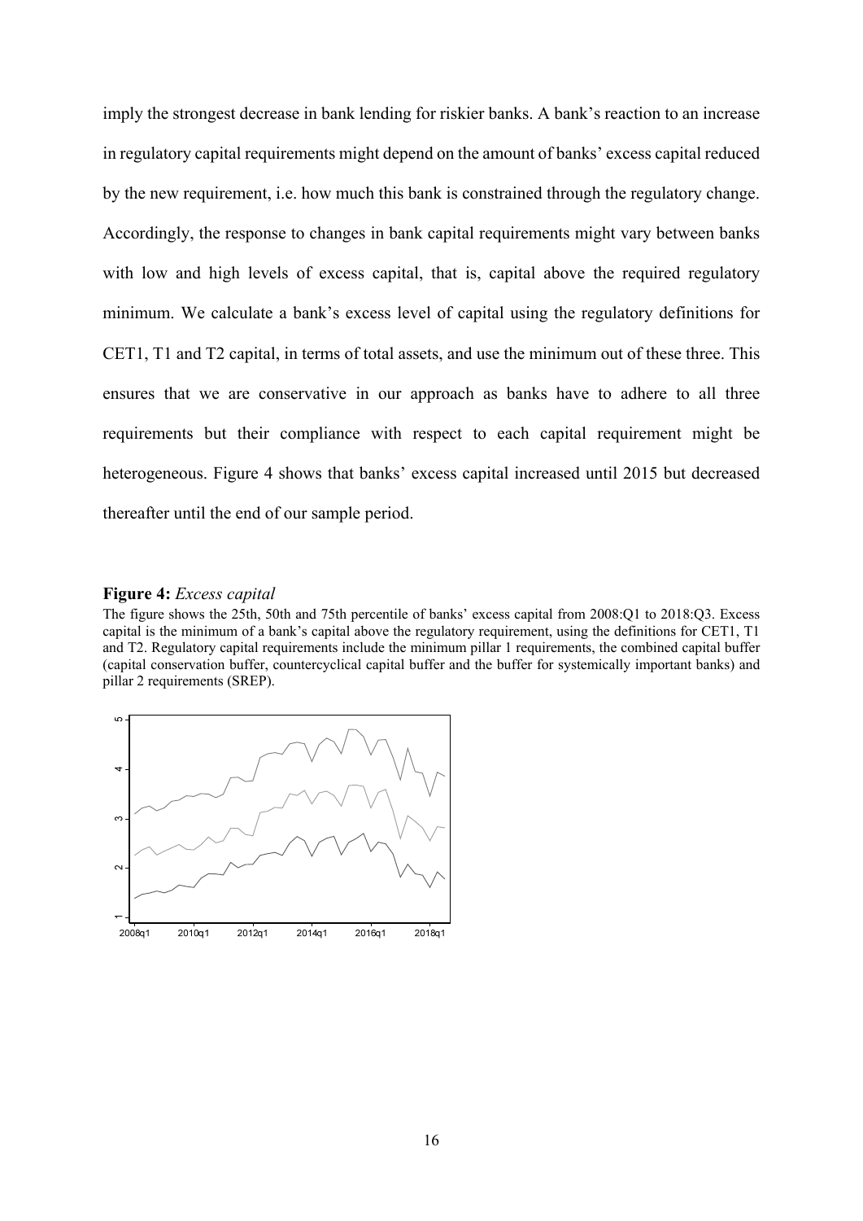imply the strongest decrease in bank lending for riskier banks. A bank's reaction to an increase in regulatory capital requirements might depend on the amount of banks' excess capital reduced by the new requirement, i.e. how much this bank is constrained through the regulatory change. Accordingly, the response to changes in bank capital requirements might vary between banks with low and high levels of excess capital, that is, capital above the required regulatory minimum. We calculate a bank's excess level of capital using the regulatory definitions for CET1, T1 and T2 capital, in terms of total assets, and use the minimum out of these three. This ensures that we are conservative in our approach as banks have to adhere to all three requirements but their compliance with respect to each capital requirement might be heterogeneous. Figure 4 shows that banks' excess capital increased until 2015 but decreased thereafter until the end of our sample period.

**Figure 4:** *Excess capital*

The figure shows the 25th, 50th and 75th percentile of banks' excess capital from 2008:Q1 to 2018:Q3. Excess capital is the minimum of a bank's capital above the regulatory requirement, using the definitions for CET1, T1 and T2. Regulatory capital requirements include the minimum pillar 1 requirements, the combined capital buffer (capital conservation buffer, countercyclical capital buffer and the buffer for systemically important banks) and pillar 2 requirements (SREP).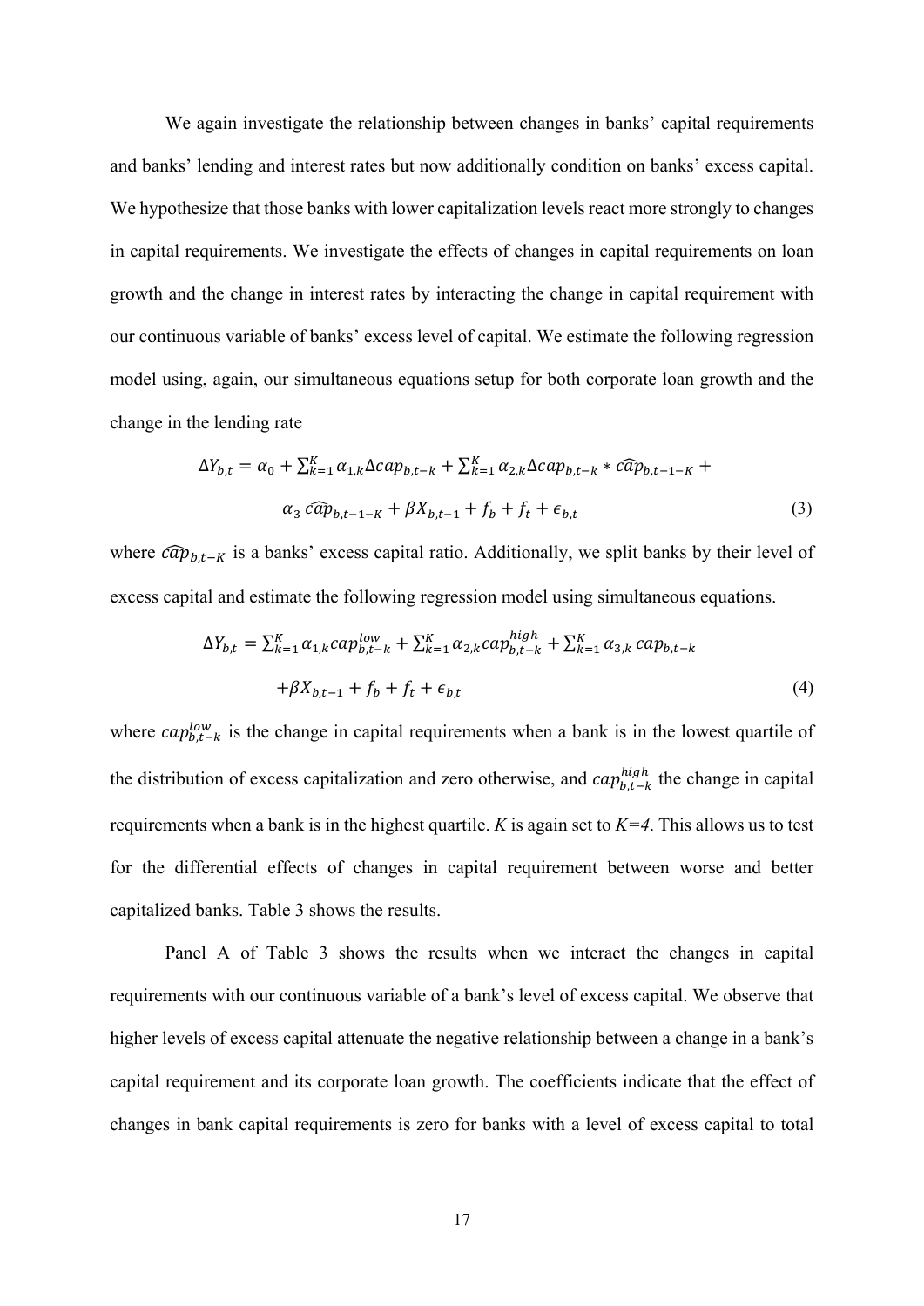We again investigate the relationship between changes in banks' capital requirements and banks' lending and interest rates but now additionally condition on banks' excess capital. We hypothesize that those banks with lower capitalization levels react more strongly to changes in capital requirements. We investigate the effects of changes in capital requirements on loan growth and the change in interest rates by interacting the change in capital requirement with our continuous variable of banks' excess level of capital. We estimate the following regression model using, again, our simultaneous equations setup for both corporate loan growth and the change in the lending rate

$$\Delta Y_{b,t} = \alpha_0 + \sum_{k=1}^{K} \alpha_{1,k} \Delta cap_{b,t-k} + \sum_{k=1}^{K} \alpha_{2,k} \Delta cap_{b,t-k} * \widehat{cap}_{b,t-1-K} + \alpha_3 \, \widehat{cap}_{b,t-1-K} + \beta X_{b,t-1} + f_b + f_t + \epsilon_{b,t} \quad (3)$$

where $\widehat{cap}_{b,t-K}$ is a banks' excess capital ratio. Additionally, we split banks by their level of excess capital and estimate the following regression model using simultaneous equations.

$$\Delta Y_{b,t} = \sum_{k=1}^{K} \alpha_{1,k} cap_{b,t-k}^{low} + \sum_{k=1}^{K} \alpha_{2,k} cap_{b,t-k}^{high} + \sum_{k=1}^{K} \alpha_{3,k} \, cap_{b,t-k} + \beta X_{b,t-1} + f_b + f_t + \epsilon_{b,t} \quad (4)$$

where $cap_{b,t-k}^{low}$ is the change in capital requirements when a bank is in the lowest quartile of the distribution of excess capitalization and zero otherwise, and $cap_{b,t-k}^{high}$ the change in capital requirements when a bank is in the highest quartile. *K* is again set to *K=4*. This allows us to test for the differential effects of changes in capital requirement between worse and better capitalized banks. Table 3 shows the results.

Panel A of Table 3 shows the results when we interact the changes in capital requirements with our continuous variable of a bank's level of excess capital. We observe that higher levels of excess capital attenuate the negative relationship between a change in a bank's capital requirement and its corporate loan growth. The coefficients indicate that the effect of changes in bank capital requirements is zero for banks with a level of excess capital to total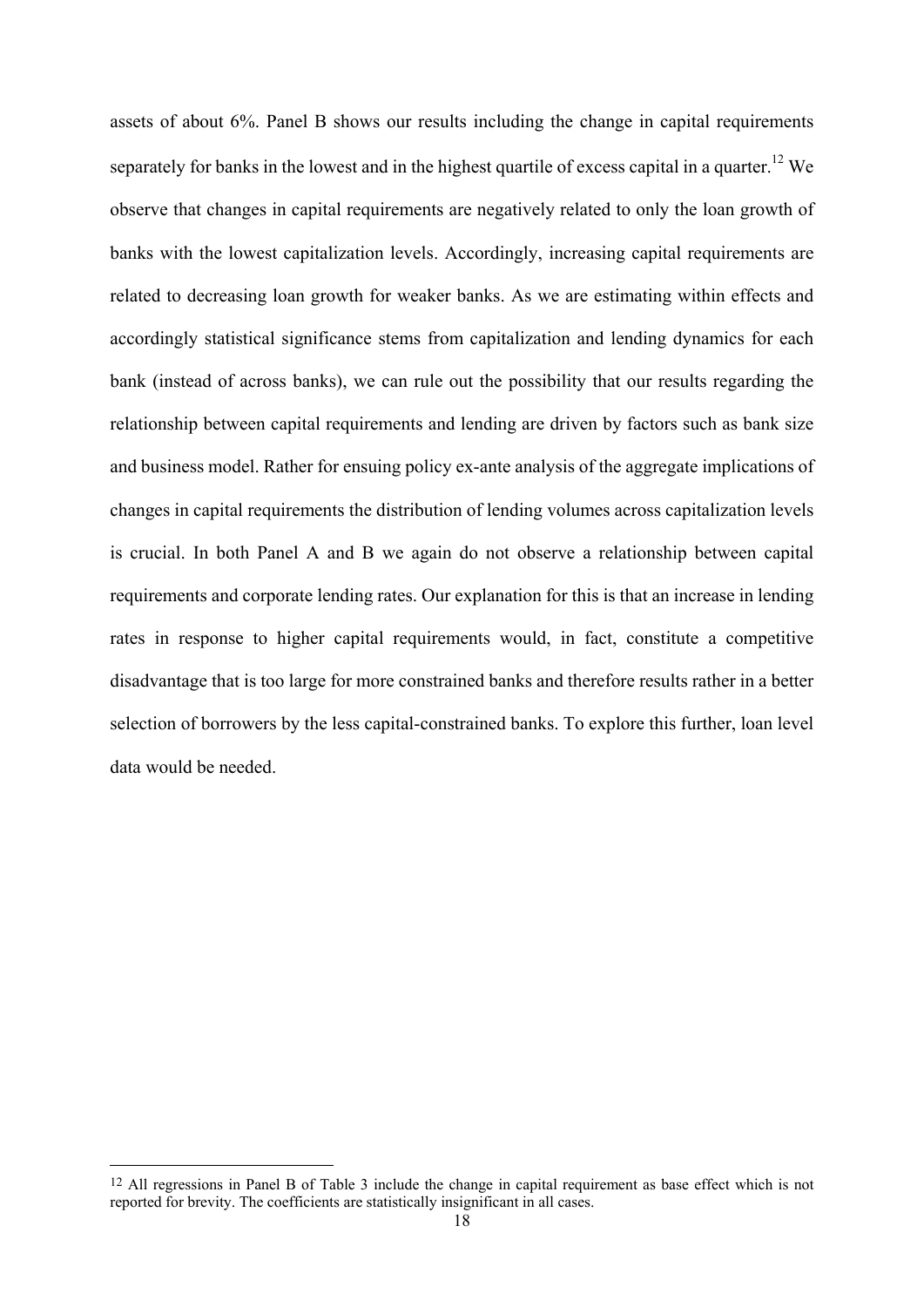assets of about 6%. Panel B shows our results including the change in capital requirements separately for banks in the lowest and in the highest quartile of excess capital in a quarter.[12] We observe that changes in capital requirements are negatively related to only the loan growth of banks with the lowest capitalization levels. Accordingly, increasing capital requirements are related to decreasing loan growth for weaker banks. As we are estimating within effects and accordingly statistical significance stems from capitalization and lending dynamics for each bank (instead of across banks), we can rule out the possibility that our results regarding the relationship between capital requirements and lending are driven by factors such as bank size and business model. Rather for ensuing policy ex-ante analysis of the aggregate implications of changes in capital requirements the distribution of lending volumes across capitalization levels is crucial. In both Panel A and B we again do not observe a relationship between capital requirements and corporate lending rates. Our explanation for this is that an increase in lending rates in response to higher capital requirements would, in fact, constitute a competitive disadvantage that is too large for more constrained banks and therefore results rather in a better selection of borrowers by the less capital-constrained banks. To explore this further, loan level data would be needed.

[12] All regressions in Panel B of Table 3 include the change in capital requirement as base effect which is not reported for brevity. The coefficients are statistically insignificant in all cases.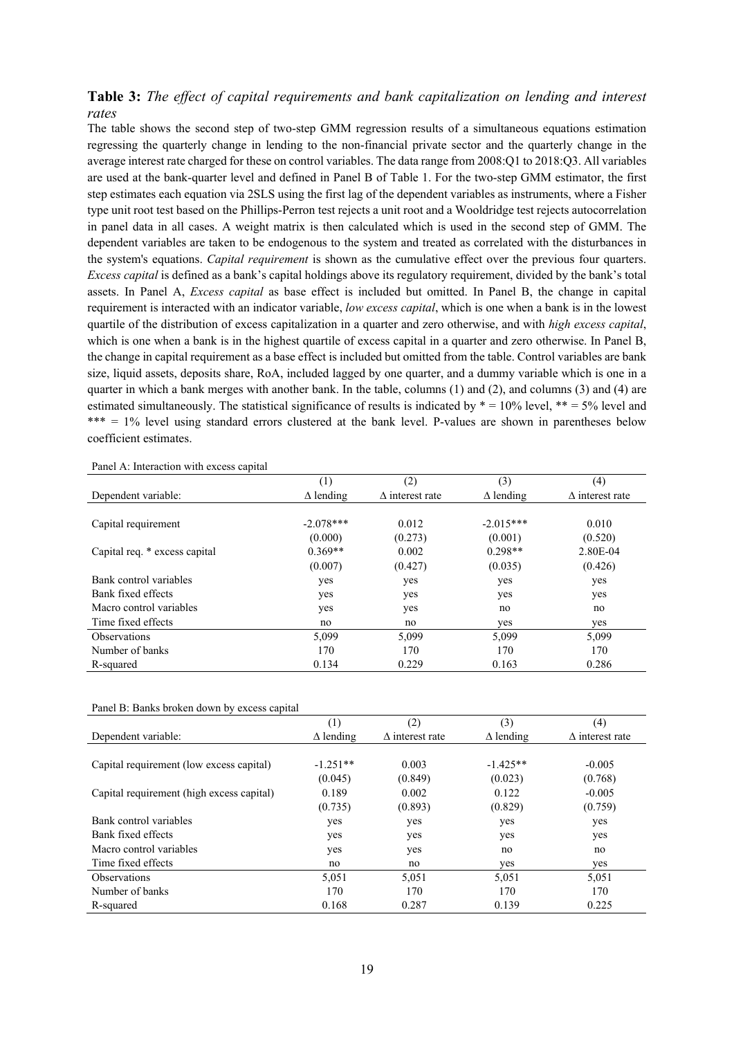**Table 3:** *The effect of capital requirements and bank capitalization on lending and interest rates*

The table shows the second step of two-step GMM regression results of a simultaneous equations estimation regressing the quarterly change in lending to the non-financial private sector and the quarterly change in the average interest rate charged for these on control variables. The data range from 2008:Q1 to 2018:Q3. All variables are used at the bank-quarter level and defined in Panel B of Table 1. For the two-step GMM estimator, the first step estimates each equation via 2SLS using the first lag of the dependent variables as instruments, where a Fisher type unit root test based on the Phillips-Perron test rejects a unit root and a Wooldridge test rejects autocorrelation in panel data in all cases. A weight matrix is then calculated which is used in the second step of GMM. The dependent variables are taken to be endogenous to the system and treated as correlated with the disturbances in the system's equations. *Capital requirement* is shown as the cumulative effect over the previous four quarters. *Excess capital* is defined as a bank's capital holdings above its regulatory requirement, divided by the bank's total assets. In Panel A, *Excess capital* as base effect is included but omitted. In Panel B, the change in capital requirement is interacted with an indicator variable, *low excess capital*, which is one when a bank is in the lowest quartile of the distribution of excess capitalization in a quarter and zero otherwise, and with *high excess capital*, which is one when a bank is in the highest quartile of excess capital in a quarter and zero otherwise. In Panel B, the change in capital requirement as a base effect is included but omitted from the table. Control variables are bank size, liquid assets, deposits share, RoA, included lagged by one quarter, and a dummy variable which is one in a quarter in which a bank merges with another bank. In the table, columns (1) and (2), and columns (3) and (4) are estimated simultaneously. The statistical significance of results is indicated by * = 10% level, ** = 5% level and *** = 1% level using standard errors clustered at the bank level. P-values are shown in parentheses below coefficient estimates.

Panel A: Interaction with excess capital

| | (1) | (2) | (3) | (4) |
|---|---|---|---|---|
| Dependent variable: | Δ lending | Δ interest rate | Δ lending | Δ interest rate |
| Capital requirement | -2.078*** | 0.012 | -2.015*** | 0.010 |
| | (0.000) | (0.273) | (0.001) | (0.520) |
| Capital req. * excess capital | 0.369** | 0.002 | 0.298** | 2.80E-04 |
| | (0.007) | (0.427) | (0.035) | (0.426) |
| Bank control variables | yes | yes | yes | yes |
| Bank fixed effects | yes | yes | yes | yes |
| Macro control variables | yes | yes | no | no |
| Time fixed effects | no | no | yes | yes |
| Observations | 5,099 | 5,099 | 5,099 | 5,099 |
| Number of banks | 170 | 170 | 170 | 170 |
| R-squared | 0.134 | 0.229 | 0.163 | 0.286 |

Panel B: Banks broken down by excess capital

| | (1) | (2) | (3) | (4) |
|---|---|---|---|---|
| Dependent variable: | Δ lending | Δ interest rate | Δ lending | Δ interest rate |
| Capital requirement (low excess capital) | -1.251** | 0.003 | -1.425** | -0.005 |
| | (0.045) | (0.849) | (0.023) | (0.768) |
| Capital requirement (high excess capital) | 0.189 | 0.002 | 0.122 | -0.005 |
| | (0.735) | (0.893) | (0.829) | (0.759) |
| Bank control variables | yes | yes | yes | yes |
| Bank fixed effects | yes | yes | yes | yes |
| Macro control variables | yes | yes | no | no |
| Time fixed effects | no | no | yes | yes |
| Observations | 5,051 | 5,051 | 5,051 | 5,051 |
| Number of banks | 170 | 170 | 170 | 170 |
| R-squared | 0.168 | 0.287 | 0.139 | 0.225 |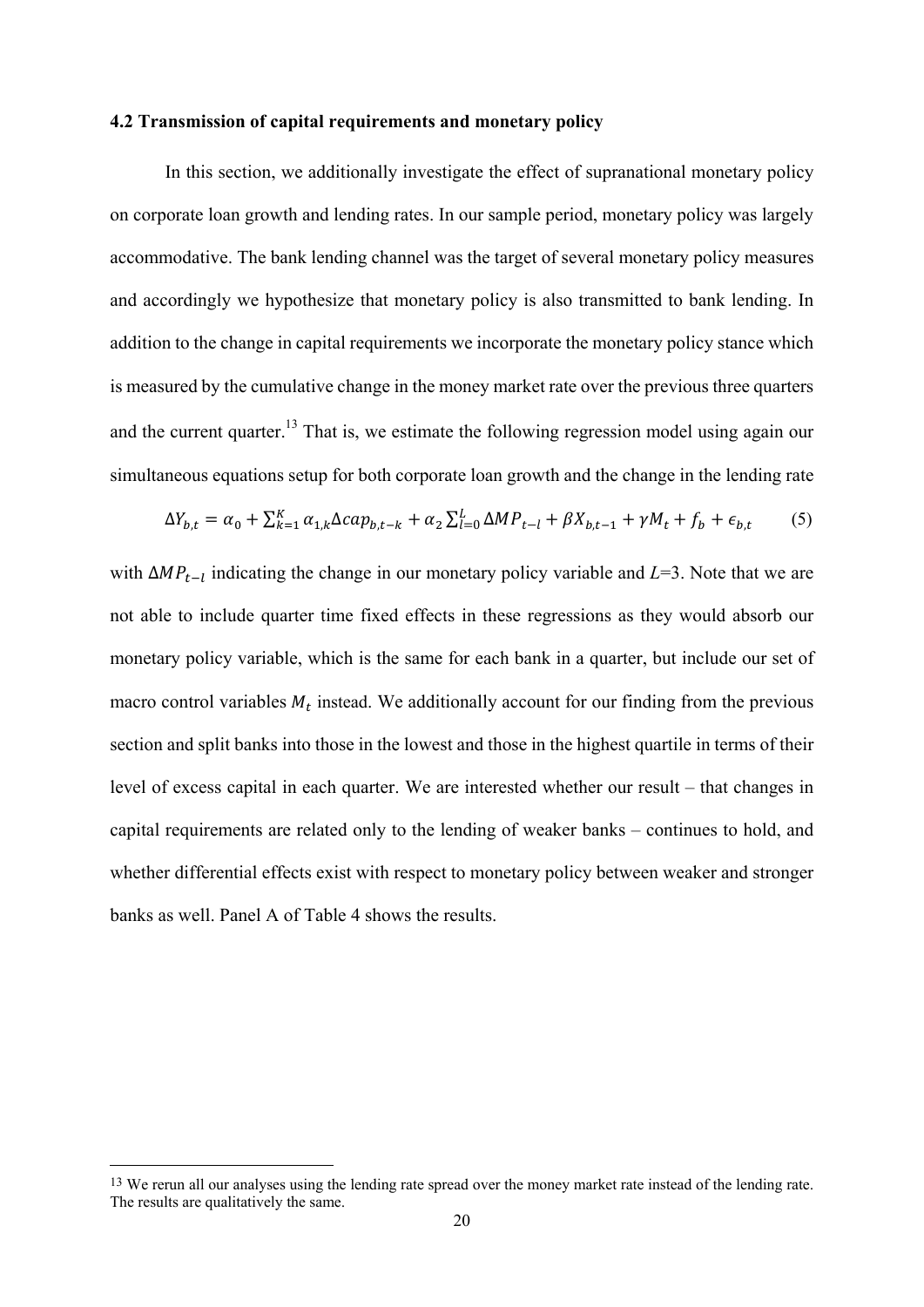### 4.2 Transmission of capital requirements and monetary policy

In this section, we additionally investigate the effect of supranational monetary policy on corporate loan growth and lending rates. In our sample period, monetary policy was largely accommodative. The bank lending channel was the target of several monetary policy measures and accordingly we hypothesize that monetary policy is also transmitted to bank lending. In addition to the change in capital requirements we incorporate the monetary policy stance which is measured by the cumulative change in the money market rate over the previous three quarters and the current quarter.[13] That is, we estimate the following regression model using again our simultaneous equations setup for both corporate loan growth and the change in the lending rate

$$\Delta Y_{b,t} = \alpha_0 + \sum_{k=1}^{K} \alpha_{1,k} \Delta cap_{b,t-k} + \alpha_2 \sum_{l=0}^{L} \Delta MP_{t-l} + \beta X_{b,t-1} + \gamma M_t + f_b + \epsilon_{b,t} \qquad (5)$$

with $\Delta MP_{t-l}$ indicating the change in our monetary policy variable and $L$=3. Note that we are not able to include quarter time fixed effects in these regressions as they would absorb our monetary policy variable, which is the same for each bank in a quarter, but include our set of macro control variables $M_t$ instead. We additionally account for our finding from the previous section and split banks into those in the lowest and those in the highest quartile in terms of their level of excess capital in each quarter. We are interested whether our result – that changes in capital requirements are related only to the lending of weaker banks – continues to hold, and whether differential effects exist with respect to monetary policy between weaker and stronger banks as well. Panel A of Table 4 shows the results.

[13] We rerun all our analyses using the lending rate spread over the money market rate instead of the lending rate. The results are qualitatively the same.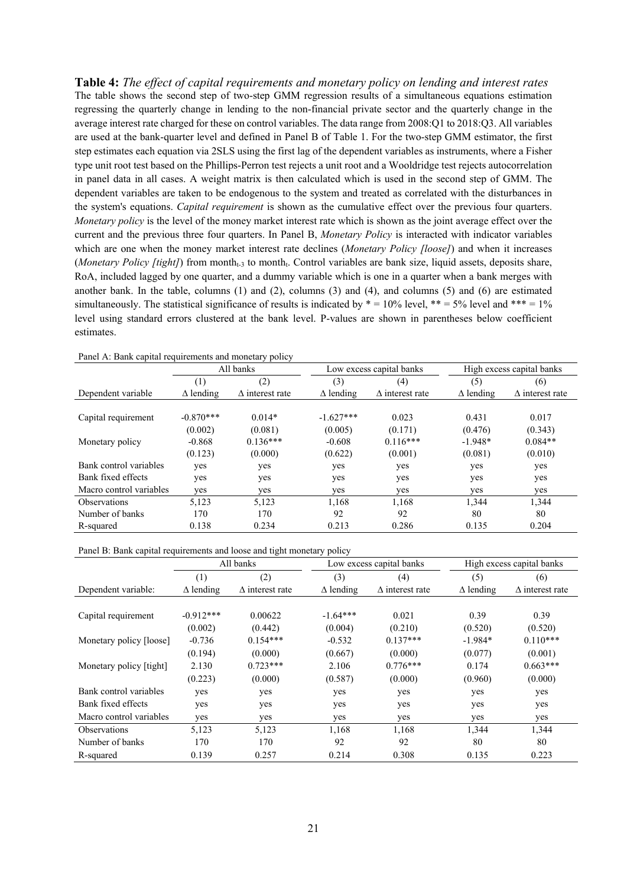**Table 4:** *The effect of capital requirements and monetary policy on lending and interest rates*
The table shows the second step of two-step GMM regression results of a simultaneous equations estimation regressing the quarterly change in lending to the non-financial private sector and the quarterly change in the average interest rate charged for these on control variables. The data range from 2008:Q1 to 2018:Q3. All variables are used at the bank-quarter level and defined in Panel B of Table 1. For the two-step GMM estimator, the first step estimates each equation via 2SLS using the first lag of the dependent variables as instruments, where a Fisher type unit root test based on the Phillips-Perron test rejects a unit root and a Wooldridge test rejects autocorrelation in panel data in all cases. A weight matrix is then calculated which is used in the second step of GMM. The dependent variables are taken to be endogenous to the system and treated as correlated with the disturbances in the system's equations. *Capital requirement* is shown as the cumulative effect over the previous four quarters. *Monetary policy* is the level of the money market interest rate which is shown as the joint average effect over the current and the previous three four quarters. In Panel B, *Monetary Policy* is interacted with indicator variables which are one when the money market interest rate declines (*Monetary Policy [loose]*) and when it increases (*Monetary Policy [tight]*) from $\text{month}_{t-3}$ to $\text{month}_t$. Control variables are bank size, liquid assets, deposits share, RoA, included lagged by one quarter, and a dummy variable which is one in a quarter when a bank merges with another bank. In the table, columns (1) and (2), columns (3) and (4), and columns (5) and (6) are estimated simultaneously. The statistical significance of results is indicated by * = 10% level, ** = 5% level and *** = 1% level using standard errors clustered at the bank level. P-values are shown in parentheses below coefficient estimates.

Panel A: Bank capital requirements and monetary policy

| | All banks | | Low excess capital banks | | High excess capital banks | |
|---|---|---|---|---|---|---|
| | (1) | (2) | (3) | (4) | (5) | (6) |
| Dependent variable | Δ lending | Δ interest rate | Δ lending | Δ interest rate | Δ lending | Δ interest rate |
| Capital requirement | -0.870*** | 0.014* | -1.627*** | 0.023 | 0.431 | 0.017 |
| | (0.002) | (0.081) | (0.005) | (0.171) | (0.476) | (0.343) |
| Monetary policy | -0.868 | 0.136*** | -0.608 | 0.116*** | -1.948* | 0.084** |
| | (0.123) | (0.000) | (0.622) | (0.001) | (0.081) | (0.010) |
| Bank control variables | yes | yes | yes | yes | yes | yes |
| Bank fixed effects | yes | yes | yes | yes | yes | yes |
| Macro control variables | yes | yes | yes | yes | yes | yes |
| Observations | 5,123 | 5,123 | 1,168 | 1,168 | 1,344 | 1,344 |
| Number of banks | 170 | 170 | 92 | 92 | 80 | 80 |
| R-squared | 0.138 | 0.234 | 0.213 | 0.286 | 0.135 | 0.204 |

Panel B: Bank capital requirements and loose and tight monetary policy

| | All banks | | Low excess capital banks | | High excess capital banks | |
|---|---|---|---|---|---|---|
| | (1) | (2) | (3) | (4) | (5) | (6) |
| Dependent variable: | Δ lending | Δ interest rate | Δ lending | Δ interest rate | Δ lending | Δ interest rate |
| Capital requirement | -0.912*** | 0.00622 | -1.64*** | 0.021 | 0.39 | 0.39 |
| | (0.002) | (0.442) | (0.004) | (0.210) | (0.520) | (0.520) |
| Monetary policy [loose] | -0.736 | 0.154*** | -0.532 | 0.137*** | -1.984* | 0.110*** |
| | (0.194) | (0.000) | (0.667) | (0.000) | (0.077) | (0.001) |
| Monetary policy [tight] | 2.130 | 0.723*** | 2.106 | 0.776*** | 0.174 | 0.663*** |
| | (0.223) | (0.000) | (0.587) | (0.000) | (0.960) | (0.000) |
| Bank control variables | yes | yes | yes | yes | yes | yes |
| Bank fixed effects | yes | yes | yes | yes | yes | yes |
| Macro control variables | yes | yes | yes | yes | yes | yes |
| Observations | 5,123 | 5,123 | 1,168 | 1,168 | 1,344 | 1,344 |
| Number of banks | 170 | 170 | 92 | 92 | 80 | 80 |
| R-squared | 0.139 | 0.257 | 0.214 | 0.308 | 0.135 | 0.223 |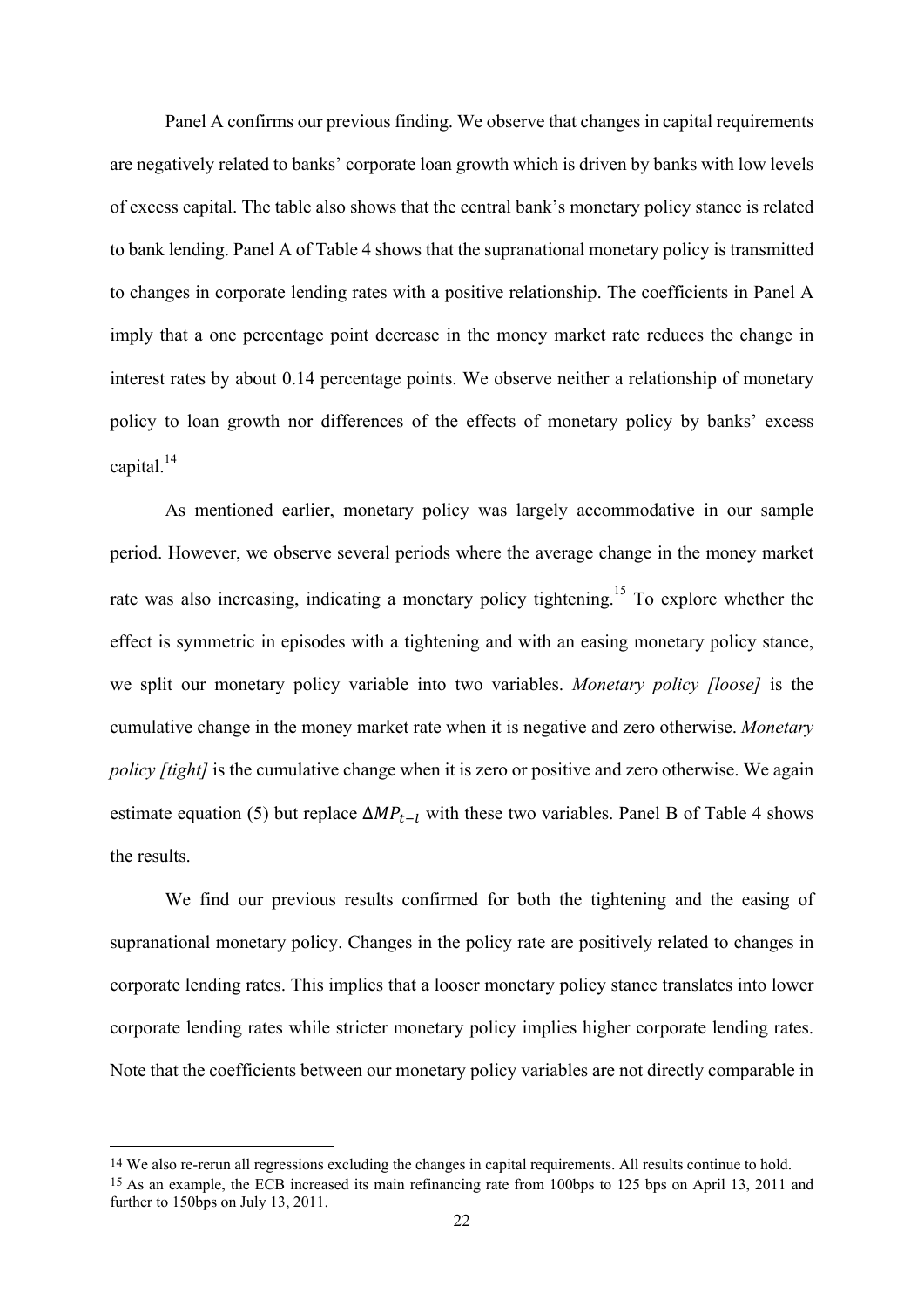Panel A confirms our previous finding. We observe that changes in capital requirements are negatively related to banks' corporate loan growth which is driven by banks with low levels of excess capital. The table also shows that the central bank's monetary policy stance is related to bank lending. Panel A of Table 4 shows that the supranational monetary policy is transmitted to changes in corporate lending rates with a positive relationship. The coefficients in Panel A imply that a one percentage point decrease in the money market rate reduces the change in interest rates by about 0.14 percentage points. We observe neither a relationship of monetary policy to loan growth nor differences of the effects of monetary policy by banks' excess capital.[14]

As mentioned earlier, monetary policy was largely accommodative in our sample period. However, we observe several periods where the average change in the money market rate was also increasing, indicating a monetary policy tightening.[15] To explore whether the effect is symmetric in episodes with a tightening and with an easing monetary policy stance, we split our monetary policy variable into two variables. *Monetary policy [loose]* is the cumulative change in the money market rate when it is negative and zero otherwise. *Monetary policy [tight]* is the cumulative change when it is zero or positive and zero otherwise. We again estimate equation (5) but replace $\Delta MP_{t-l}$ with these two variables. Panel B of Table 4 shows the results.

We find our previous results confirmed for both the tightening and the easing of supranational monetary policy. Changes in the policy rate are positively related to changes in corporate lending rates. This implies that a looser monetary policy stance translates into lower corporate lending rates while stricter monetary policy implies higher corporate lending rates. Note that the coefficients between our monetary policy variables are not directly comparable in

[14] We also re-rerun all regressions excluding the changes in capital requirements. All results continue to hold.

[15] As an example, the ECB increased its main refinancing rate from 100bps to 125 bps on April 13, 2011 and further to 150bps on July 13, 2011.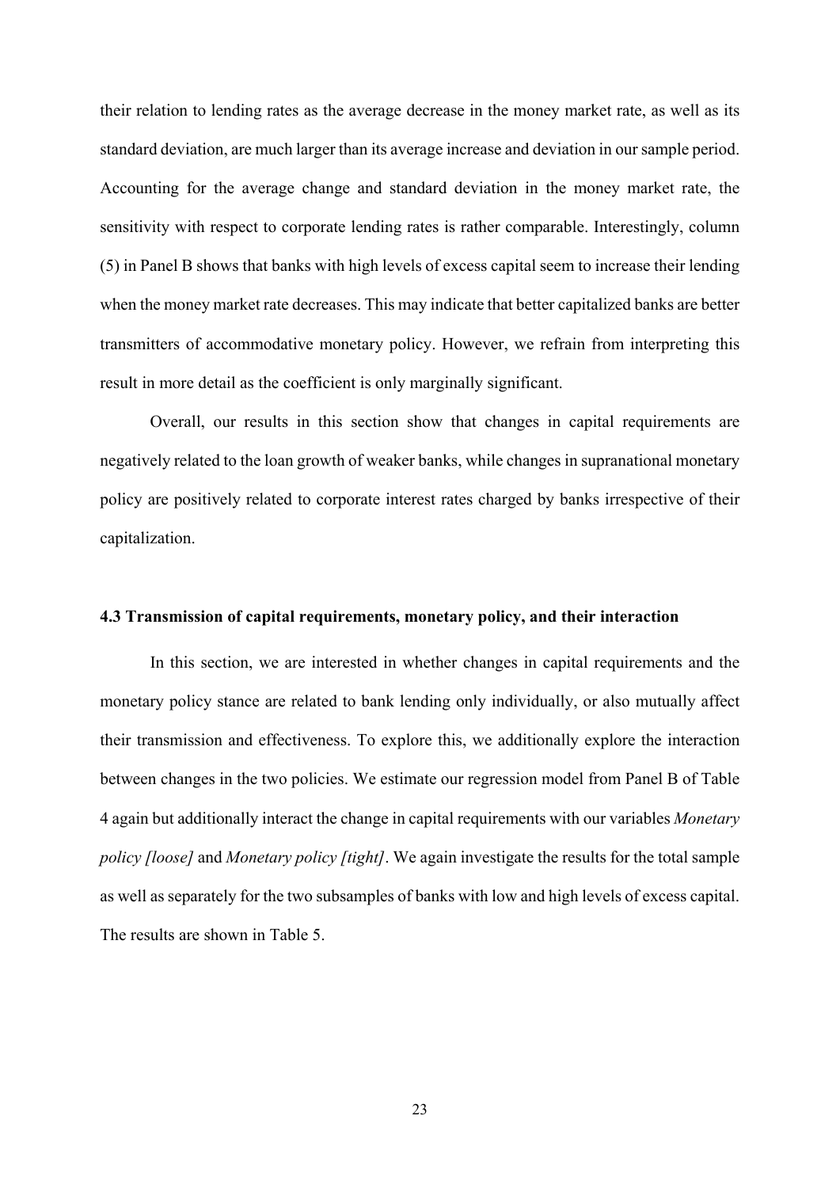their relation to lending rates as the average decrease in the money market rate, as well as its standard deviation, are much larger than its average increase and deviation in our sample period. Accounting for the average change and standard deviation in the money market rate, the sensitivity with respect to corporate lending rates is rather comparable. Interestingly, column (5) in Panel B shows that banks with high levels of excess capital seem to increase their lending when the money market rate decreases. This may indicate that better capitalized banks are better transmitters of accommodative monetary policy. However, we refrain from interpreting this result in more detail as the coefficient is only marginally significant.

Overall, our results in this section show that changes in capital requirements are negatively related to the loan growth of weaker banks, while changes in supranational monetary policy are positively related to corporate interest rates charged by banks irrespective of their capitalization.

### 4.3 Transmission of capital requirements, monetary policy, and their interaction

In this section, we are interested in whether changes in capital requirements and the monetary policy stance are related to bank lending only individually, or also mutually affect their transmission and effectiveness. To explore this, we additionally explore the interaction between changes in the two policies. We estimate our regression model from Panel B of Table 4 again but additionally interact the change in capital requirements with our variables *Monetary policy [loose]* and *Monetary policy [tight]*. We again investigate the results for the total sample as well as separately for the two subsamples of banks with low and high levels of excess capital. The results are shown in Table 5.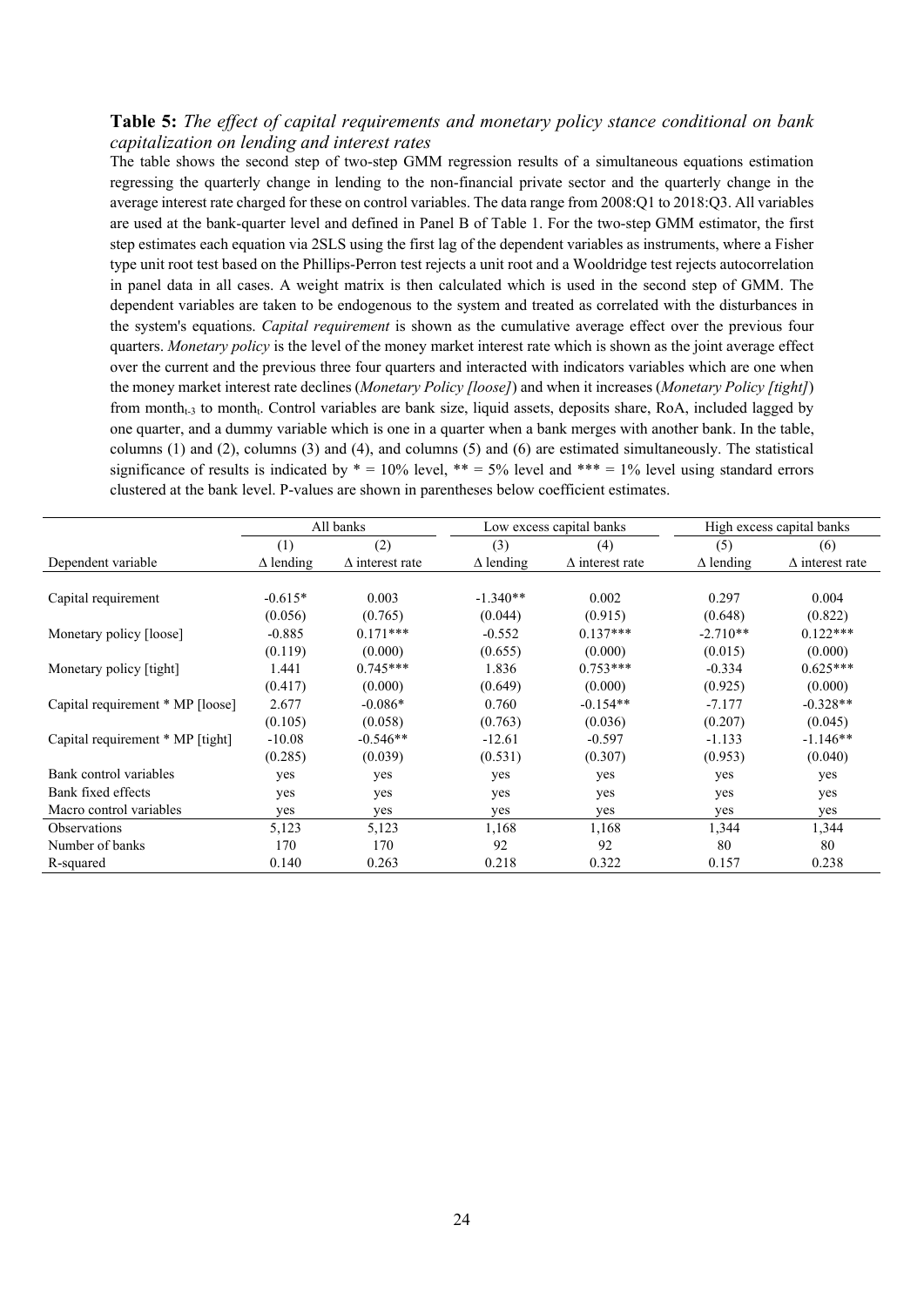**Table 5:** *The effect of capital requirements and monetary policy stance conditional on bank capitalization on lending and interest rates*

The table shows the second step of two-step GMM regression results of a simultaneous equations estimation regressing the quarterly change in lending to the non-financial private sector and the quarterly change in the average interest rate charged for these on control variables. The data range from 2008:Q1 to 2018:Q3. All variables are used at the bank-quarter level and defined in Panel B of Table 1. For the two-step GMM estimator, the first step estimates each equation via 2SLS using the first lag of the dependent variables as instruments, where a Fisher type unit root test based on the Phillips-Perron test rejects a unit root and a Wooldridge test rejects autocorrelation in panel data in all cases. A weight matrix is then calculated which is used in the second step of GMM. The dependent variables are taken to be endogenous to the system and treated as correlated with the disturbances in the system's equations. *Capital requirement* is shown as the cumulative average effect over the previous four quarters. *Monetary policy* is the level of the money market interest rate which is shown as the joint average effect over the current and the previous three four quarters and interacted with indicators variables which are one when the money market interest rate declines (*Monetary Policy [loose]*) and when it increases (*Monetary Policy [tight]*) from $\text{month}_{t-3}$ to $\text{month}_t$. Control variables are bank size, liquid assets, deposits share, RoA, included lagged by one quarter, and a dummy variable which is one in a quarter when a bank merges with another bank. In the table, columns (1) and (2), columns (3) and (4), and columns (5) and (6) are estimated simultaneously. The statistical significance of results is indicated by * = 10% level, ** = 5% level and *** = 1% level using standard errors clustered at the bank level. P-values are shown in parentheses below coefficient estimates.

| | All banks | | Low excess capital banks | | High excess capital banks | |
|---|---|---|---|---|---|---|
| | (1) | (2) | (3) | (4) | (5) | (6) |
| Dependent variable | Δ lending | Δ interest rate | Δ lending | Δ interest rate | Δ lending | Δ interest rate |
| Capital requirement | -0.615* | 0.003 | -1.340** | 0.002 | 0.297 | 0.004 |
| | (0.056) | (0.765) | (0.044) | (0.915) | (0.648) | (0.822) |
| Monetary policy [loose] | -0.885 | 0.171*** | -0.552 | 0.137*** | -2.710** | 0.122*** |
| | (0.119) | (0.000) | (0.655) | (0.000) | (0.015) | (0.000) |
| Monetary policy [tight] | 1.441 | 0.745*** | 1.836 | 0.753*** | -0.334 | 0.625*** |
| | (0.417) | (0.000) | (0.649) | (0.000) | (0.925) | (0.000) |
| Capital requirement * MP [loose] | 2.677 | -0.086* | 0.760 | -0.154** | -7.177 | -0.328** |
| | (0.105) | (0.058) | (0.763) | (0.036) | (0.207) | (0.045) |
| Capital requirement * MP [tight] | -10.08 | -0.546** | -12.61 | -0.597 | -1.133 | -1.146** |
| | (0.285) | (0.039) | (0.531) | (0.307) | (0.953) | (0.040) |
| Bank control variables | yes | yes | yes | yes | yes | yes |
| Bank fixed effects | yes | yes | yes | yes | yes | yes |
| Macro control variables | yes | yes | yes | yes | yes | yes |
| Observations | 5,123 | 5,123 | 1,168 | 1,168 | 1,344 | 1,344 |
| Number of banks | 170 | 170 | 92 | 92 | 80 | 80 |
| R-squared | 0.140 | 0.263 | 0.218 | 0.322 | 0.157 | 0.238 |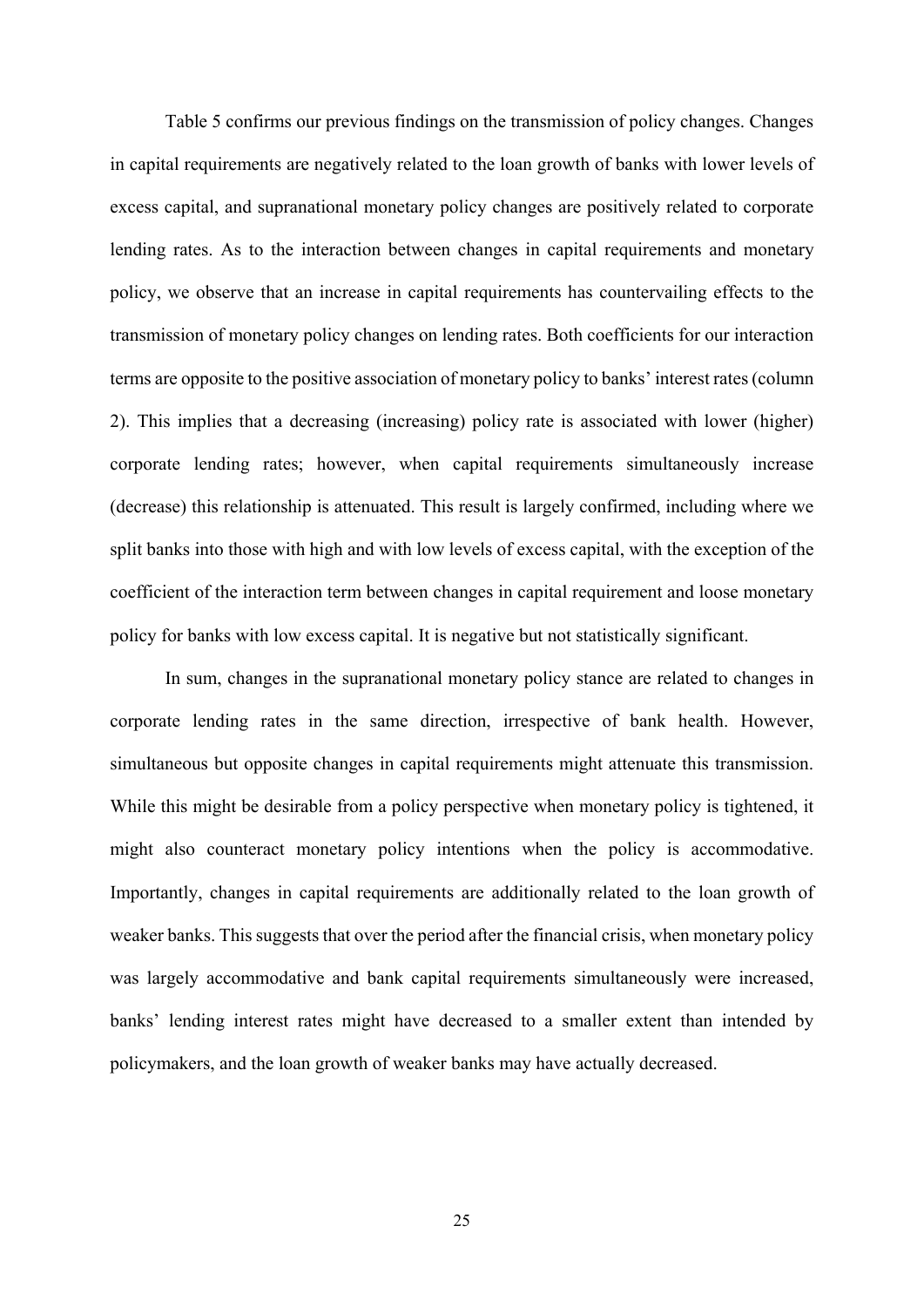Table 5 confirms our previous findings on the transmission of policy changes. Changes in capital requirements are negatively related to the loan growth of banks with lower levels of excess capital, and supranational monetary policy changes are positively related to corporate lending rates. As to the interaction between changes in capital requirements and monetary policy, we observe that an increase in capital requirements has countervailing effects to the transmission of monetary policy changes on lending rates. Both coefficients for our interaction terms are opposite to the positive association of monetary policy to banks' interest rates (column 2). This implies that a decreasing (increasing) policy rate is associated with lower (higher) corporate lending rates; however, when capital requirements simultaneously increase (decrease) this relationship is attenuated. This result is largely confirmed, including where we split banks into those with high and with low levels of excess capital, with the exception of the coefficient of the interaction term between changes in capital requirement and loose monetary policy for banks with low excess capital. It is negative but not statistically significant.

In sum, changes in the supranational monetary policy stance are related to changes in corporate lending rates in the same direction, irrespective of bank health. However, simultaneous but opposite changes in capital requirements might attenuate this transmission. While this might be desirable from a policy perspective when monetary policy is tightened, it might also counteract monetary policy intentions when the policy is accommodative. Importantly, changes in capital requirements are additionally related to the loan growth of weaker banks. This suggests that over the period after the financial crisis, when monetary policy was largely accommodative and bank capital requirements simultaneously were increased, banks' lending interest rates might have decreased to a smaller extent than intended by policymakers, and the loan growth of weaker banks may have actually decreased.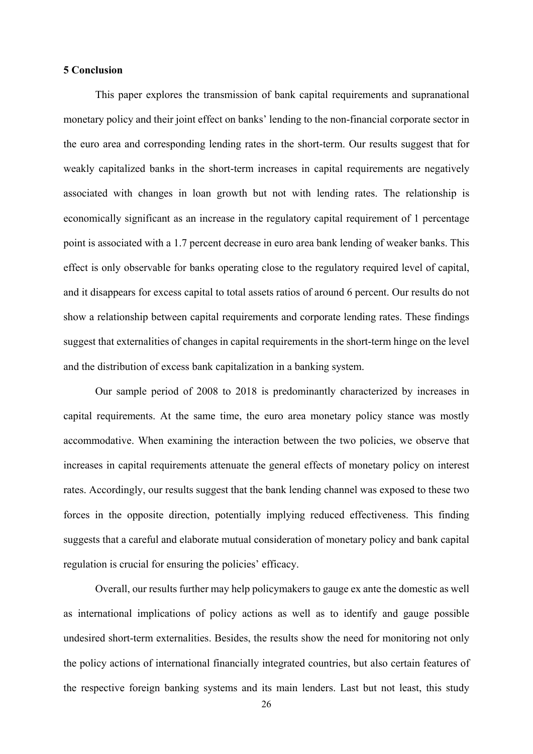## 5 Conclusion

This paper explores the transmission of bank capital requirements and supranational monetary policy and their joint effect on banks' lending to the non-financial corporate sector in the euro area and corresponding lending rates in the short-term. Our results suggest that for weakly capitalized banks in the short-term increases in capital requirements are negatively associated with changes in loan growth but not with lending rates. The relationship is economically significant as an increase in the regulatory capital requirement of 1 percentage point is associated with a 1.7 percent decrease in euro area bank lending of weaker banks. This effect is only observable for banks operating close to the regulatory required level of capital, and it disappears for excess capital to total assets ratios of around 6 percent. Our results do not show a relationship between capital requirements and corporate lending rates. These findings suggest that externalities of changes in capital requirements in the short-term hinge on the level and the distribution of excess bank capitalization in a banking system.

Our sample period of 2008 to 2018 is predominantly characterized by increases in capital requirements. At the same time, the euro area monetary policy stance was mostly accommodative. When examining the interaction between the two policies, we observe that increases in capital requirements attenuate the general effects of monetary policy on interest rates. Accordingly, our results suggest that the bank lending channel was exposed to these two forces in the opposite direction, potentially implying reduced effectiveness. This finding suggests that a careful and elaborate mutual consideration of monetary policy and bank capital regulation is crucial for ensuring the policies' efficacy.

Overall, our results further may help policymakers to gauge ex ante the domestic as well as international implications of policy actions as well as to identify and gauge possible undesired short-term externalities. Besides, the results show the need for monitoring not only the policy actions of international financially integrated countries, but also certain features of the respective foreign banking systems and its main lenders. Last but not least, this study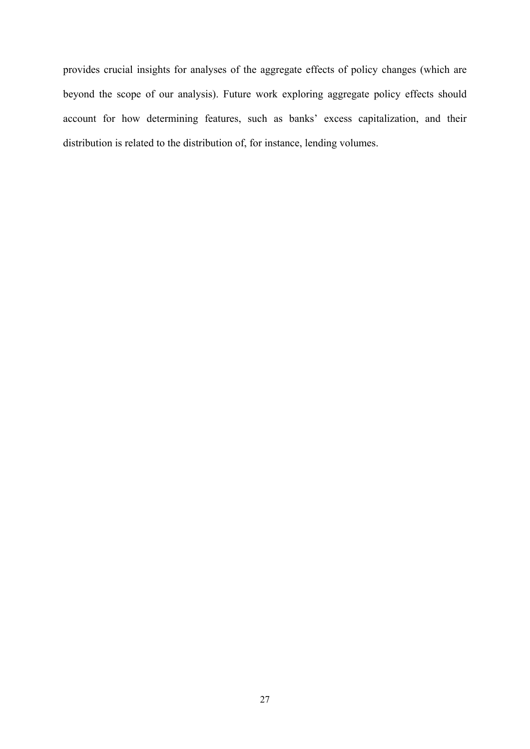provides crucial insights for analyses of the aggregate effects of policy changes (which are beyond the scope of our analysis). Future work exploring aggregate policy effects should account for how determining features, such as banks' excess capitalization, and their distribution is related to the distribution of, for instance, lending volumes.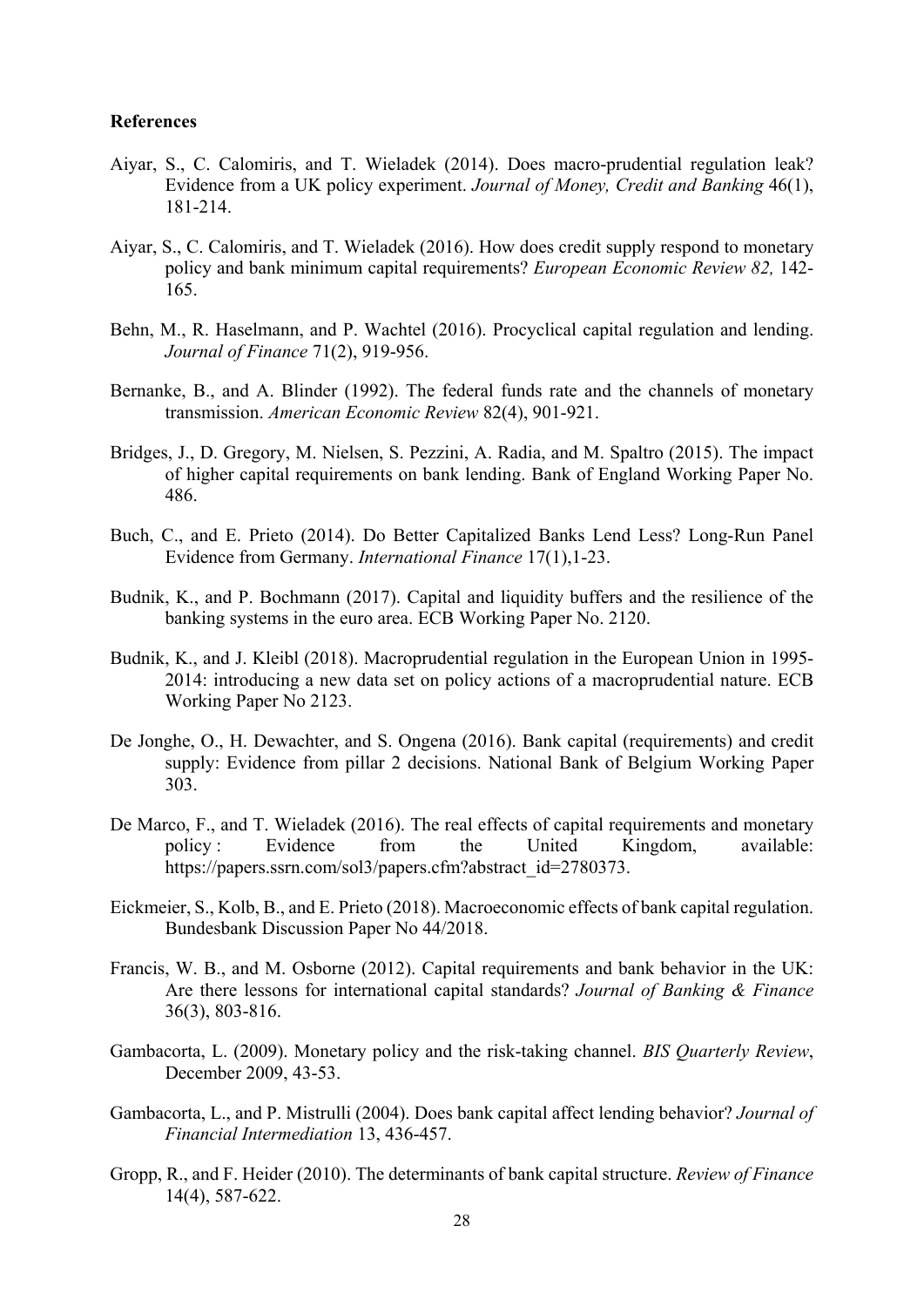**References**

Aiyar, S., C. Calomiris, and T. Wieladek (2014). Does macro-prudential regulation leak? Evidence from a UK policy experiment. *Journal of Money, Credit and Banking* 46(1), 181-214.

Aiyar, S., C. Calomiris, and T. Wieladek (2016). How does credit supply respond to monetary policy and bank minimum capital requirements? *European Economic Review 82,* 142-165.

Behn, M., R. Haselmann, and P. Wachtel (2016). Procyclical capital regulation and lending. *Journal of Finance* 71(2), 919-956.

Bernanke, B., and A. Blinder (1992). The federal funds rate and the channels of monetary transmission. *American Economic Review* 82(4), 901-921.

Bridges, J., D. Gregory, M. Nielsen, S. Pezzini, A. Radia, and M. Spaltro (2015). The impact of higher capital requirements on bank lending. Bank of England Working Paper No. 486.

Buch, C., and E. Prieto (2014). Do Better Capitalized Banks Lend Less? Long-Run Panel Evidence from Germany. *International Finance* 17(1),1-23.

Budnik, K., and P. Bochmann (2017). Capital and liquidity buffers and the resilience of the banking systems in the euro area. ECB Working Paper No. 2120.

Budnik, K., and J. Kleibl (2018). Macroprudential regulation in the European Union in 1995-2014: introducing a new data set on policy actions of a macroprudential nature. ECB Working Paper No 2123.

De Jonghe, O., H. Dewachter, and S. Ongena (2016). Bank capital (requirements) and credit supply: Evidence from pillar 2 decisions. National Bank of Belgium Working Paper 303.

De Marco, F., and T. Wieladek (2016). The real effects of capital requirements and monetary policy : Evidence from the United Kingdom, available: https://papers.ssrn.com/sol3/papers.cfm?abstract_id=2780373.

Eickmeier, S., Kolb, B., and E. Prieto (2018). Macroeconomic effects of bank capital regulation. Bundesbank Discussion Paper No 44/2018.

Francis, W. B., and M. Osborne (2012). Capital requirements and bank behavior in the UK: Are there lessons for international capital standards? *Journal of Banking & Finance* 36(3), 803-816.

Gambacorta, L. (2009). Monetary policy and the risk-taking channel. *BIS Quarterly Review*, December 2009, 43-53.

Gambacorta, L., and P. Mistrulli (2004). Does bank capital affect lending behavior? *Journal of Financial Intermediation* 13, 436-457.

Gropp, R., and F. Heider (2010). The determinants of bank capital structure. *Review of Finance* 14(4), 587-622.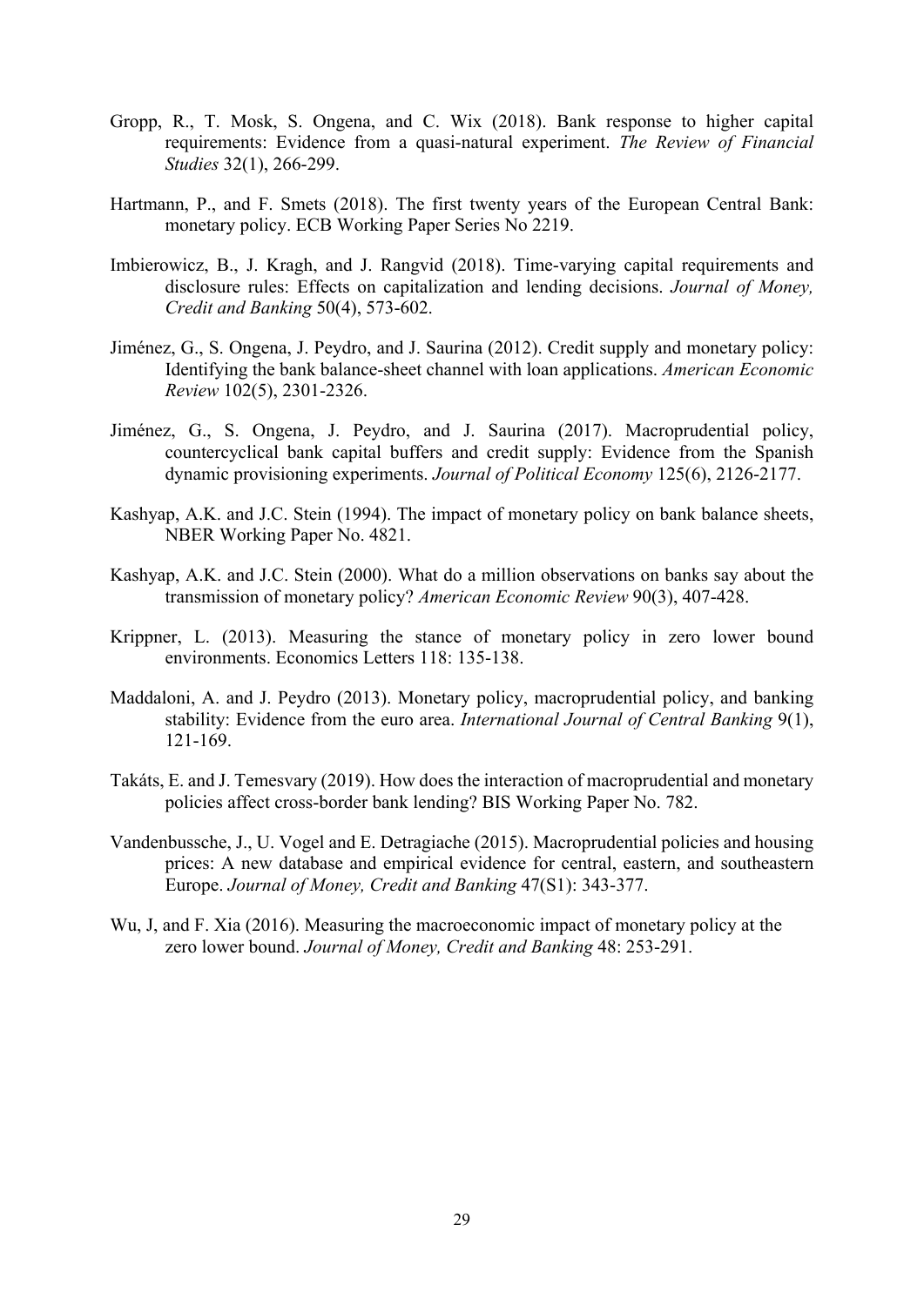Gropp, R., T. Mosk, S. Ongena, and C. Wix (2018). Bank response to higher capital requirements: Evidence from a quasi-natural experiment. *The Review of Financial Studies* 32(1), 266-299.

Hartmann, P., and F. Smets (2018). The first twenty years of the European Central Bank: monetary policy. ECB Working Paper Series No 2219.

Imbierowicz, B., J. Kragh, and J. Rangvid (2018). Time-varying capital requirements and disclosure rules: Effects on capitalization and lending decisions. *Journal of Money, Credit and Banking* 50(4), 573-602.

Jiménez, G., S. Ongena, J. Peydro, and J. Saurina (2012). Credit supply and monetary policy: Identifying the bank balance-sheet channel with loan applications. *American Economic Review* 102(5), 2301-2326.

Jiménez, G., S. Ongena, J. Peydro, and J. Saurina (2017). Macroprudential policy, countercyclical bank capital buffers and credit supply: Evidence from the Spanish dynamic provisioning experiments. *Journal of Political Economy* 125(6), 2126-2177.

Kashyap, A.K. and J.C. Stein (1994). The impact of monetary policy on bank balance sheets, NBER Working Paper No. 4821.

Kashyap, A.K. and J.C. Stein (2000). What do a million observations on banks say about the transmission of monetary policy? *American Economic Review* 90(3), 407-428.

Krippner, L. (2013). Measuring the stance of monetary policy in zero lower bound environments. Economics Letters 118: 135-138.

Maddaloni, A. and J. Peydro (2013). Monetary policy, macroprudential policy, and banking stability: Evidence from the euro area. *International Journal of Central Banking* 9(1), 121-169.

Takáts, E. and J. Temesvary (2019). How does the interaction of macroprudential and monetary policies affect cross-border bank lending? BIS Working Paper No. 782.

Vandenbussche, J., U. Vogel and E. Detragiache (2015). Macroprudential policies and housing prices: A new database and empirical evidence for central, eastern, and southeastern Europe. *Journal of Money, Credit and Banking* 47(S1): 343-377.

Wu, J, and F. Xia (2016). Measuring the macroeconomic impact of monetary policy at the zero lower bound. *Journal of Money, Credit and Banking* 48: 253-291.